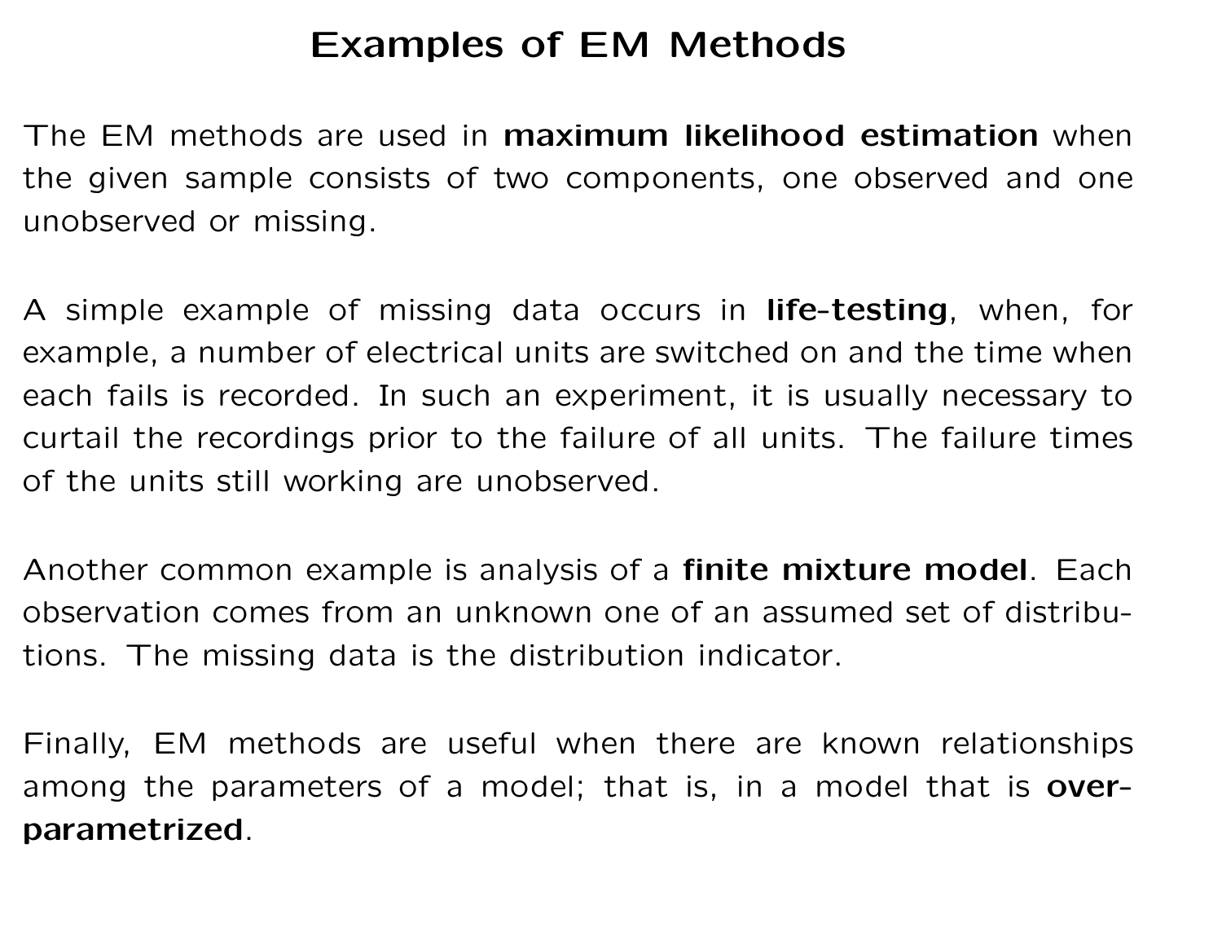# Examples of EM Methods

The EM methods are used in **maximum likelihood estimation** when the given sample consists of two components, one observed and one unobserved or missing.

A simple example of missing data occurs in **life-testing**, when, for example, a number of electrical units are switched on and the time when each fails is recorded. In such an experiment, it is usually necessary to curtail the recordings prior to the failure of all units. The failure times of the units still working are unobserved.

Another common example is analysis of a **finite mixture model**. Each observation comes from an unknown one of an assumed set of distributions. The missing data is the distribution indicator.

Finally, EM methods are useful when there are known relationships among the parameters of a model; that is, in a model that is **over-parametrized**.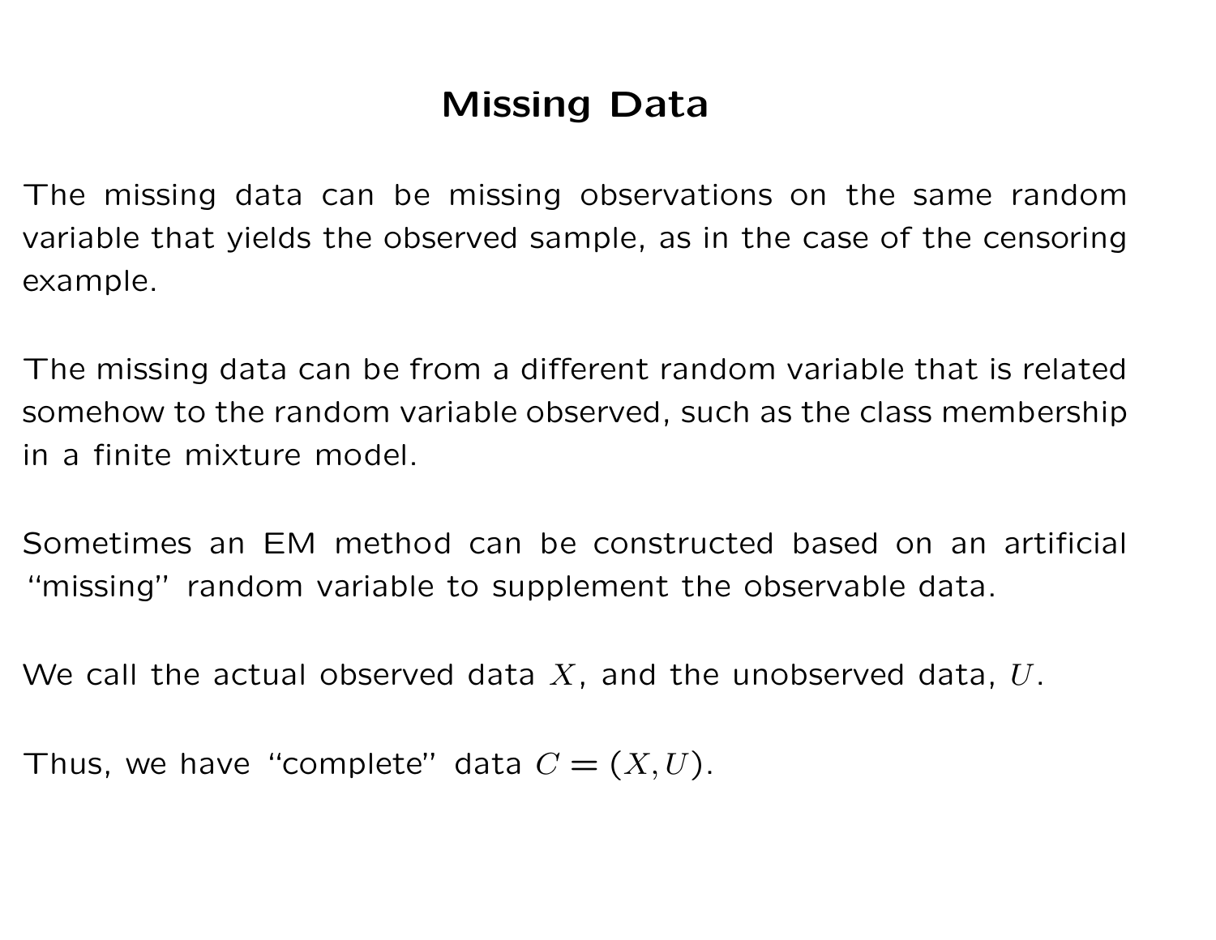# Missing Data

The missing data can be missing observations on the same random variable that yields the observed sample, as in the case of the censoring example.

The missing data can be from a different random variable that is related somehow to the random variable observed, such as the class membership in a finite mixture model.

Sometimes an EM method can be constructed based on an artificial "missing" random variable to supplement the observable data.

We call the actual observed data $X$, and the unobserved data, $U$.

Thus, we have "complete" data $C = (X, U)$.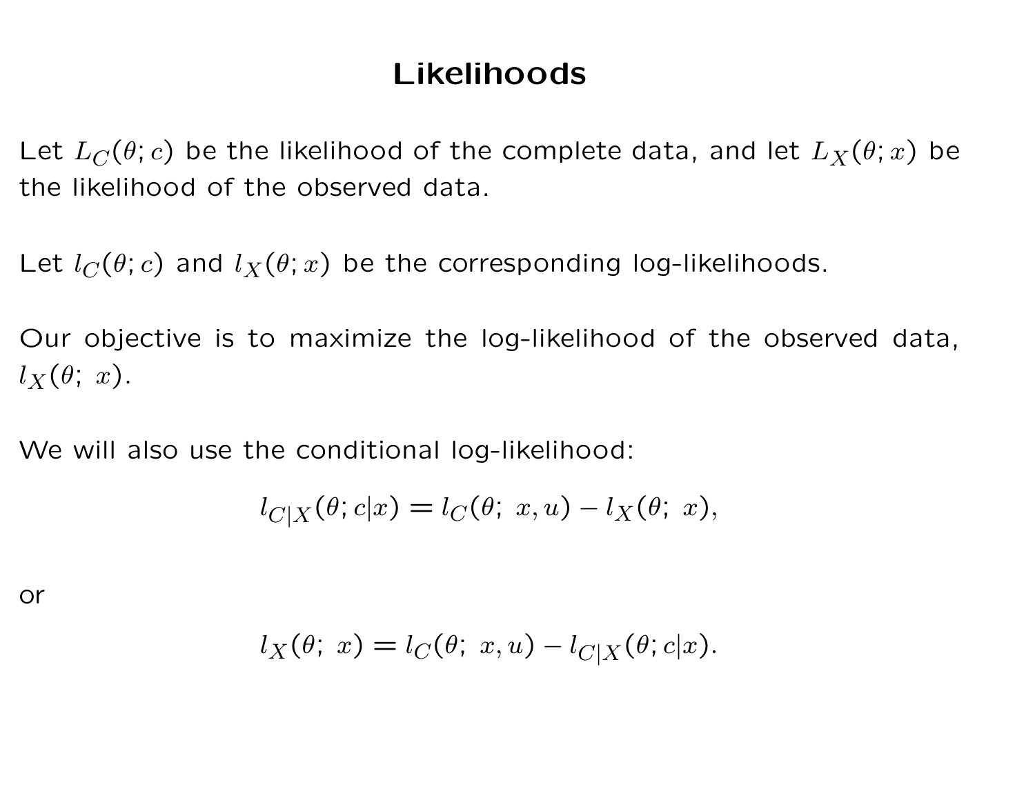# Likelihoods

Let $L_C(\theta; c)$ be the likelihood of the complete data, and let $L_X(\theta; x)$ be the likelihood of the observed data.

Let $l_C(\theta; c)$ and $l_X(\theta; x)$ be the corresponding log-likelihoods.

Our objective is to maximize the log-likelihood of the observed data, $l_X(\theta;\ x)$.

We will also use the conditional log-likelihood:

$$l_{C|X}(\theta; c|x) = l_C(\theta;\ x, u) - l_X(\theta;\ x),$$

or

$$l_X(\theta;\ x) = l_C(\theta;\ x, u) - l_{C|X}(\theta; c|x).$$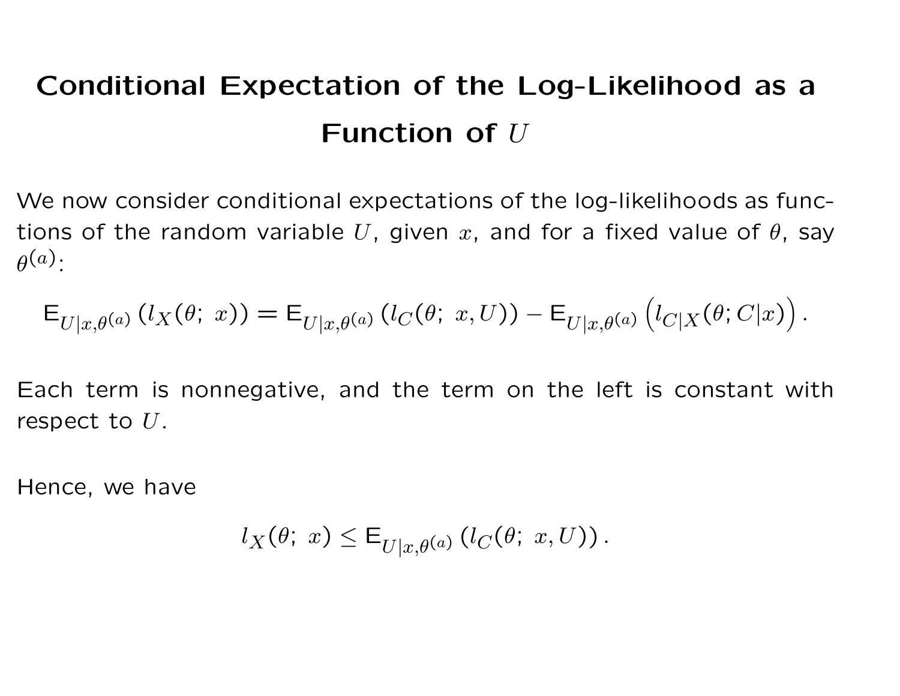# Conditional Expectation of the Log-Likelihood as a Function of $U$

We now consider conditional expectations of the log-likelihoods as functions of the random variable $U$, given $x$, and for a fixed value of $\theta$, say $\theta^{(a)}$:

$$\mathrm{E}_{U|x,\theta^{(a)}}\left(l_X(\theta;\, x)\right) = \mathrm{E}_{U|x,\theta^{(a)}}\left(l_C(\theta;\, x, U)\right) - \mathrm{E}_{U|x,\theta^{(a)}}\left(l_{C|X}(\theta; C|x)\right).$$

Each term is nonnegative, and the term on the left is constant with respect to $U$.

Hence, we have

$$l_X(\theta;\, x) \leq \mathrm{E}_{U|x,\theta^{(a)}}\left(l_C(\theta;\, x, U)\right).$$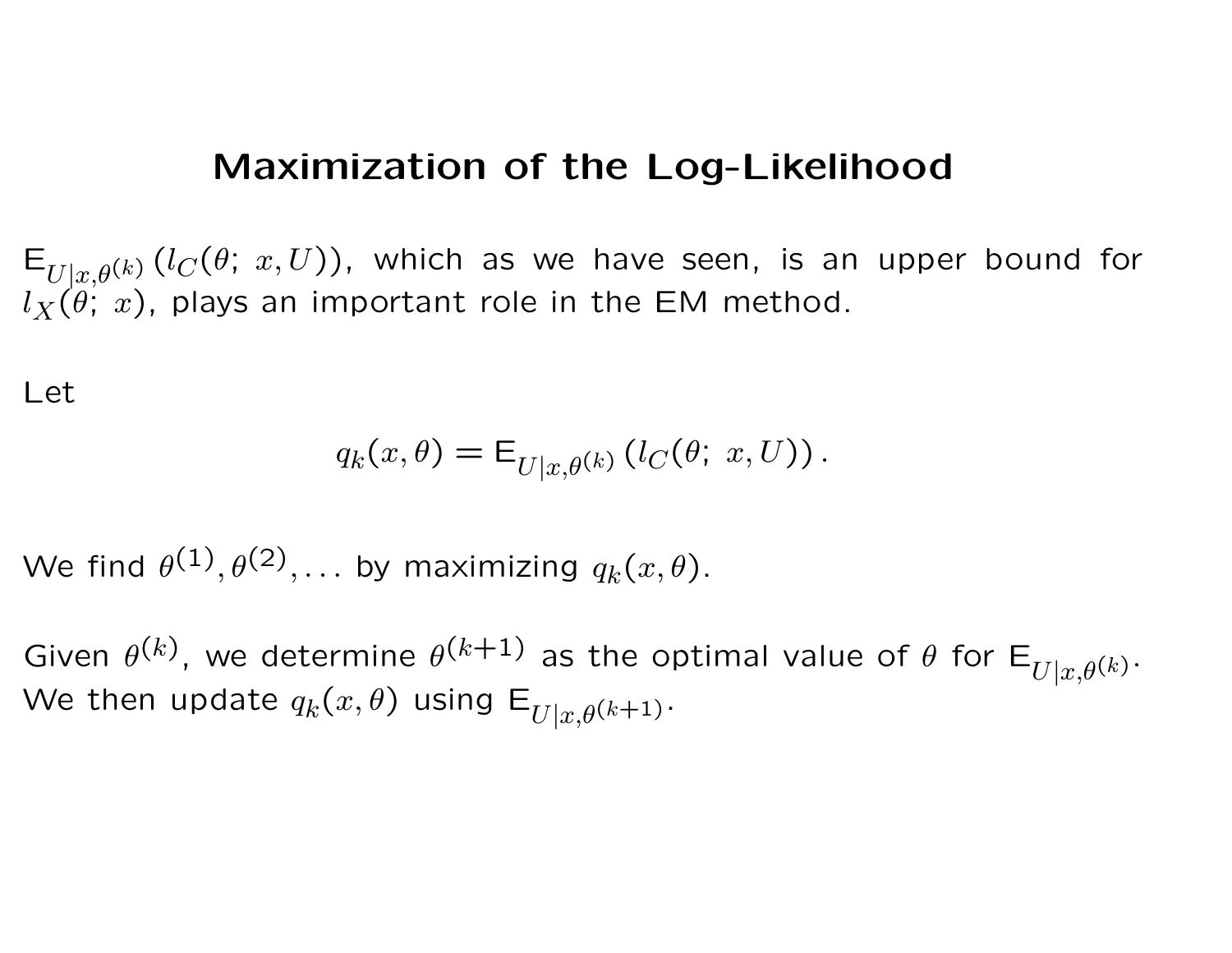## Maximization of the Log-Likelihood

$\mathrm{E}_{U|x,\theta^{(k)}}\left(l_C(\theta;\ x, U)\right)$, which as we have seen, is an upper bound for $l_X(\theta;\ x)$, plays an important role in the EM method.

Let

$$q_k(x, \theta) = \mathrm{E}_{U|x,\theta^{(k)}}\left(l_C(\theta;\ x, U)\right).$$

We find $\theta^{(1)}, \theta^{(2)}, \ldots$ by maximizing $q_k(x, \theta)$.

Given $\theta^{(k)}$, we determine $\theta^{(k+1)}$ as the optimal value of $\theta$ for $\mathrm{E}_{U|x,\theta^{(k)}}$. We then update $q_k(x, \theta)$ using $\mathrm{E}_{U|x,\theta^{(k+1)}}$.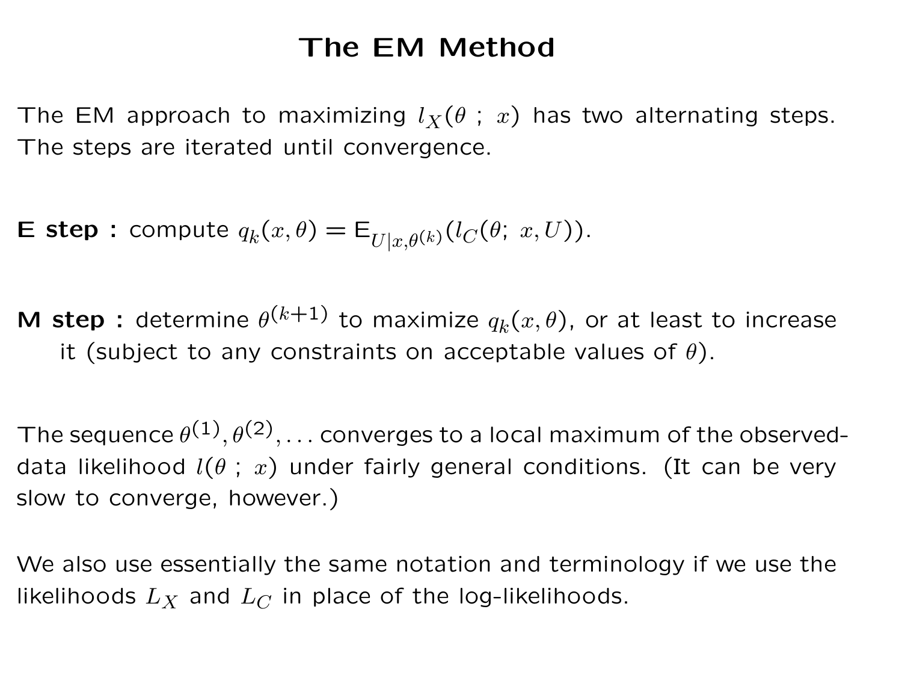# The EM Method

The EM approach to maximizing $l_X(\theta\ ;\ x)$ has two alternating steps. The steps are iterated until convergence.

**E step :** compute $q_k(x, \theta) = \mathrm{E}_{U|x,\theta^{(k)}}(l_C(\theta;\ x, U))$.

**M step :** determine $\theta^{(k+1)}$ to maximize $q_k(x, \theta)$, or at least to increase it (subject to any constraints on acceptable values of $\theta$).

The sequence $\theta^{(1)}, \theta^{(2)}, \ldots$ converges to a local maximum of the observed-data likelihood $l(\theta\ ;\ x)$ under fairly general conditions. (It can be very slow to converge, however.)

We also use essentially the same notation and terminology if we use the likelihoods $L_X$ and $L_C$ in place of the log-likelihoods.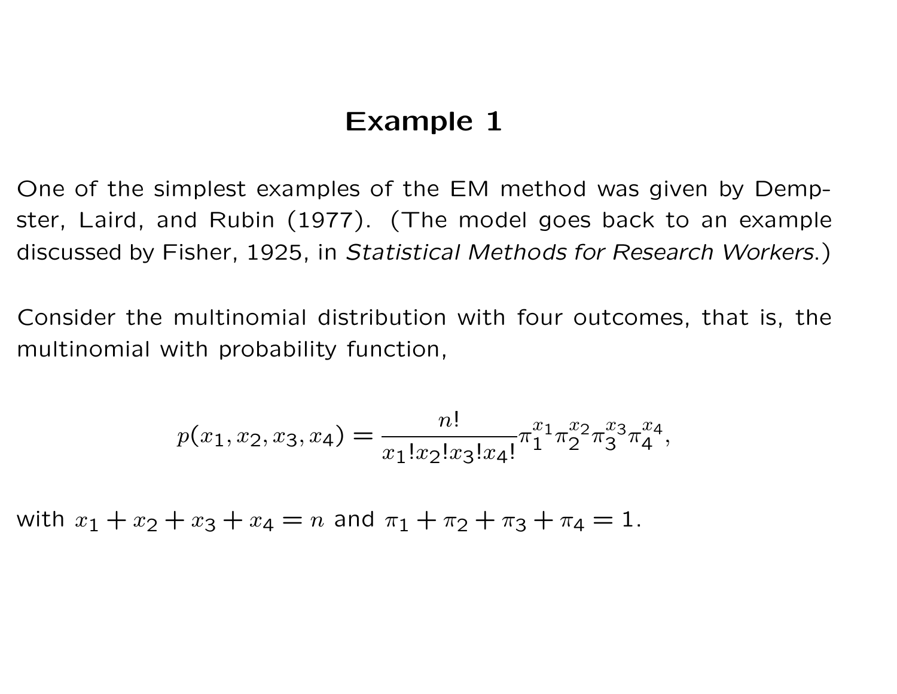# Example 1

One of the simplest examples of the EM method was given by Dempster, Laird, and Rubin (1977). (The model goes back to an example discussed by Fisher, 1925, in *Statistical Methods for Research Workers*.)

Consider the multinomial distribution with four outcomes, that is, the multinomial with probability function,

$$p(x_1, x_2, x_3, x_4) = \frac{n!}{x_1!x_2!x_3!x_4!}\pi_1^{x_1}\pi_2^{x_2}\pi_3^{x_3}\pi_4^{x_4},$$

with $x_1 + x_2 + x_3 + x_4 = n$ and $\pi_1 + \pi_2 + \pi_3 + \pi_4 = 1$.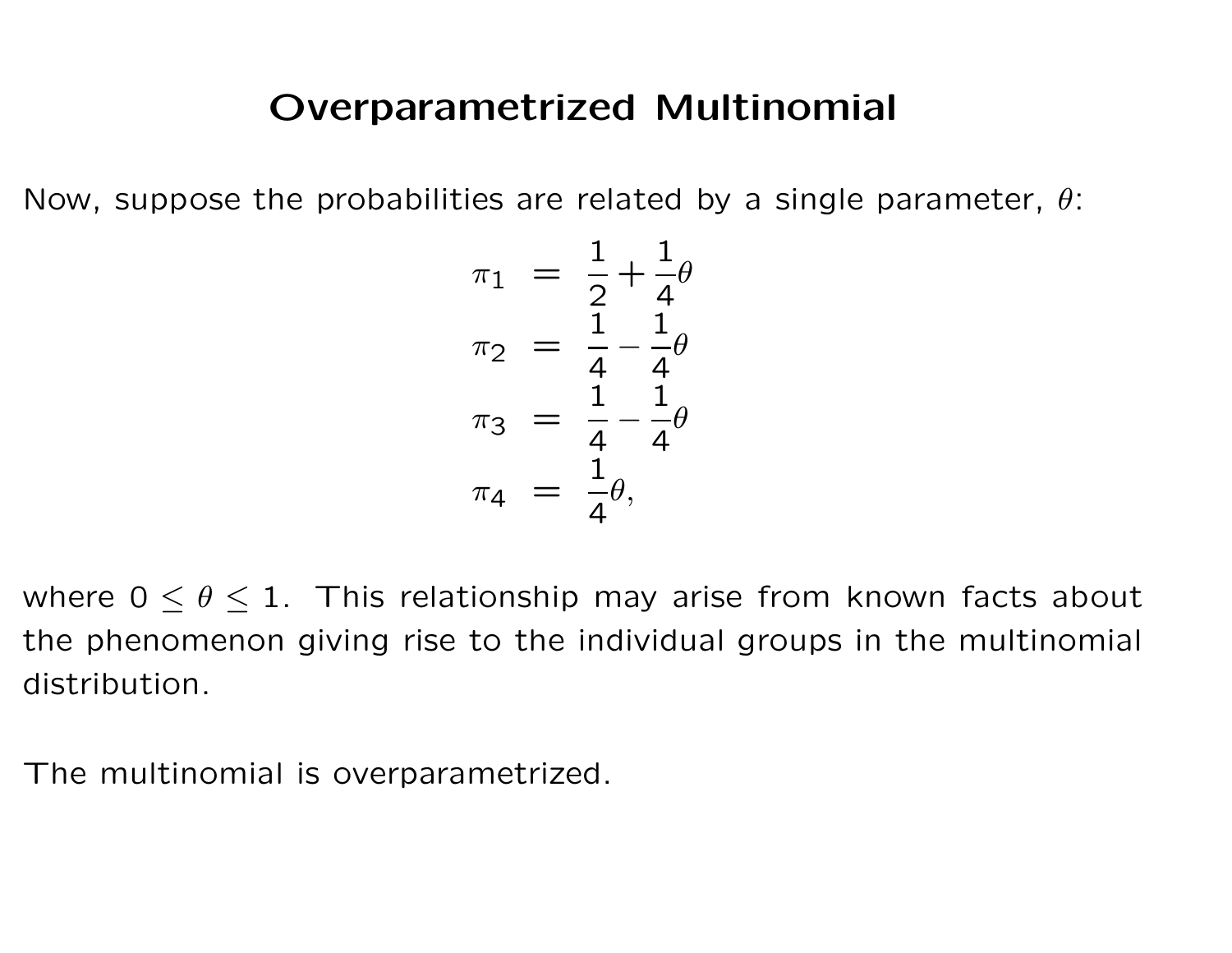# Overparametrized Multinomial

Now, suppose the probabilities are related by a single parameter, $\theta$:

$$
\begin{aligned}
\pi_1 &= \frac{1}{2} + \frac{1}{4}\theta \\
\pi_2 &= \frac{1}{4} - \frac{1}{4}\theta \\
\pi_3 &= \frac{1}{4} - \frac{1}{4}\theta \\
\pi_4 &= \frac{1}{4}\theta,
\end{aligned}
$$

where $0 \leq \theta \leq 1$. This relationship may arise from known facts about the phenomenon giving rise to the individual groups in the multinomial distribution.

The multinomial is overparametrized.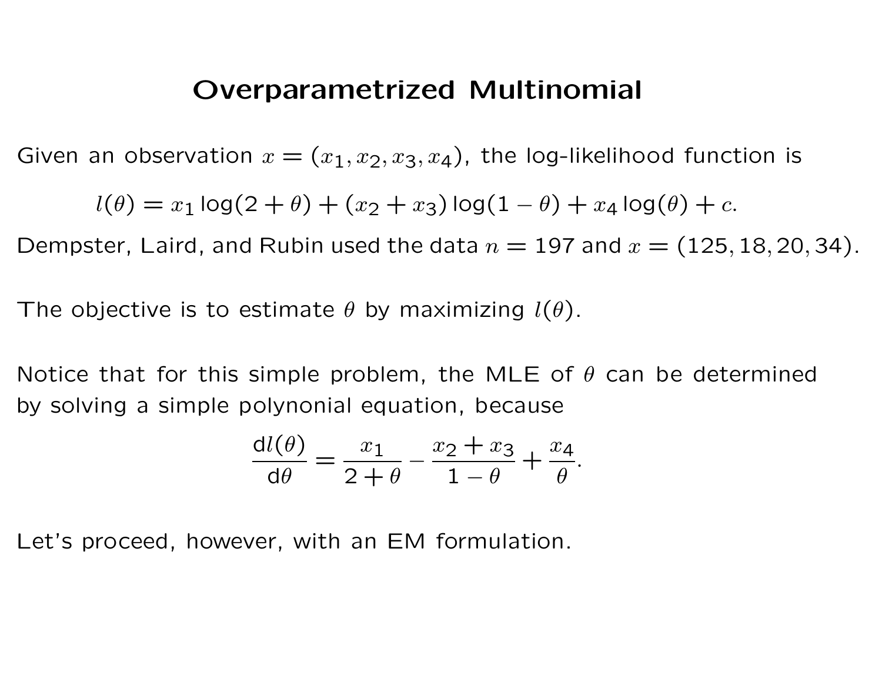# Overparametrized Multinomial

Given an observation $x = (x_1, x_2, x_3, x_4)$, the log-likelihood function is

$$l(\theta) = x_1 \log(2 + \theta) + (x_2 + x_3) \log(1 - \theta) + x_4 \log(\theta) + c.$$

Dempster, Laird, and Rubin used the data $n = 197$ and $x = (125, 18, 20, 34)$.

The objective is to estimate $\theta$ by maximizing $l(\theta)$.

Notice that for this simple problem, the MLE of $\theta$ can be determined by solving a simple polynonial equation, because

$$\frac{\mathrm{d}l(\theta)}{\mathrm{d}\theta} = \frac{x_1}{2 + \theta} - \frac{x_2 + x_3}{1 - \theta} + \frac{x_4}{\theta}.$$

Let's proceed, however, with an EM formulation.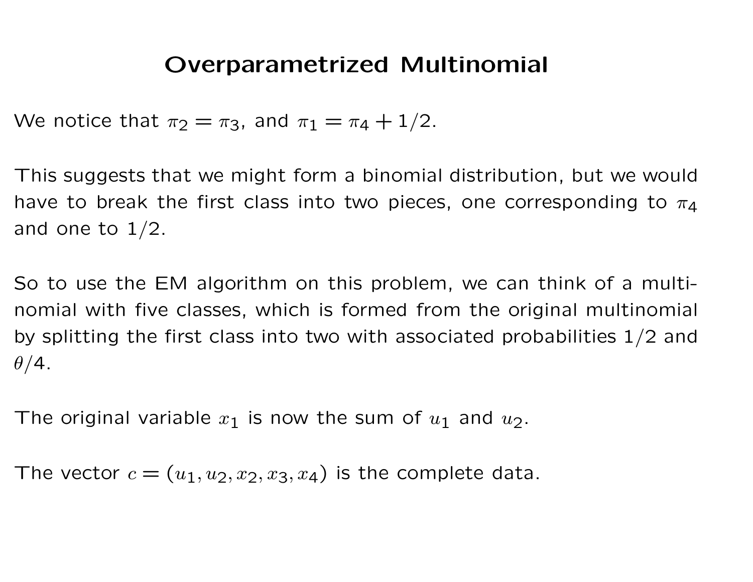# Overparametrized Multinomial

We notice that $\pi_2 = \pi_3$, and $\pi_1 = \pi_4 + 1/2$.

This suggests that we might form a binomial distribution, but we would have to break the first class into two pieces, one corresponding to $\pi_4$ and one to 1/2.

So to use the EM algorithm on this problem, we can think of a multinomial with five classes, which is formed from the original multinomial by splitting the first class into two with associated probabilities 1/2 and $\theta/4$.

The original variable $x_1$ is now the sum of $u_1$ and $u_2$.

The vector $c = (u_1, u_2, x_2, x_3, x_4)$ is the complete data.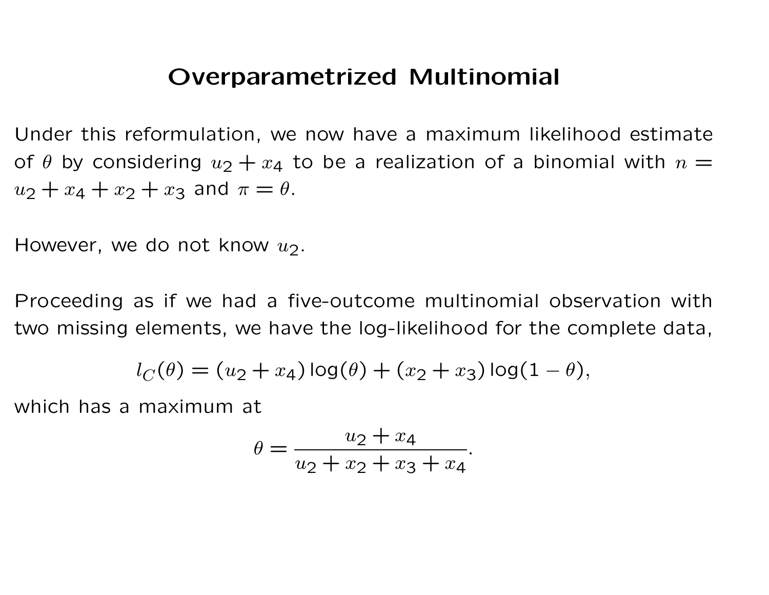# Overparametrized Multinomial

Under this reformulation, we now have a maximum likelihood estimate of $\theta$ by considering $u_2 + x_4$ to be a realization of a binomial with $n = u_2 + x_4 + x_2 + x_3$ and $\pi = \theta$.

However, we do not know $u_2$.

Proceeding as if we had a five-outcome multinomial observation with two missing elements, we have the log-likelihood for the complete data,

$$l_C(\theta) = (u_2 + x_4)\log(\theta) + (x_2 + x_3)\log(1 - \theta),$$

which has a maximum at

$$\theta = \frac{u_2 + x_4}{u_2 + x_2 + x_3 + x_4}.$$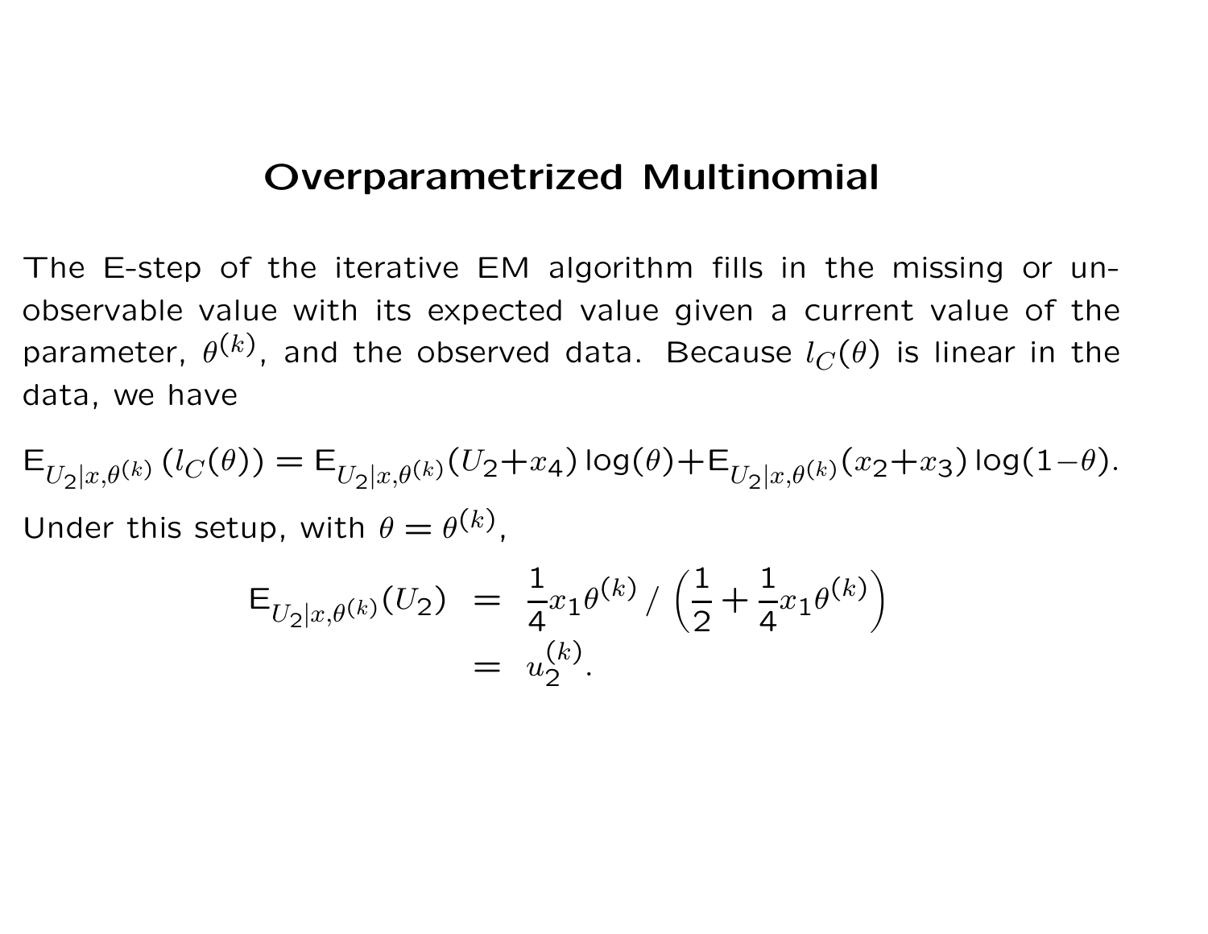# Overparametrized Multinomial

The E-step of the iterative EM algorithm fills in the missing or unobservable value with its expected value given a current value of the parameter, $\theta^{(k)}$, and the observed data. Because $l_C(\theta)$ is linear in the data, we have

$$\mathrm{E}_{U_2|x,\theta^{(k)}}\left(l_C(\theta)\right) = \mathrm{E}_{U_2|x,\theta^{(k)}}(U_2+x_4)\log(\theta)+\mathrm{E}_{U_2|x,\theta^{(k)}}(x_2+x_3)\log(1-\theta).$$

Under this setup, with $\theta = \theta^{(k)}$,

$$\begin{aligned}
\mathrm{E}_{U_2|x,\theta^{(k)}}(U_2) &= \frac{1}{4}x_1\theta^{(k)} \Big/ \left(\frac{1}{2}+\frac{1}{4}x_1\theta^{(k)}\right) \\
&= u_2^{(k)}.
\end{aligned}$$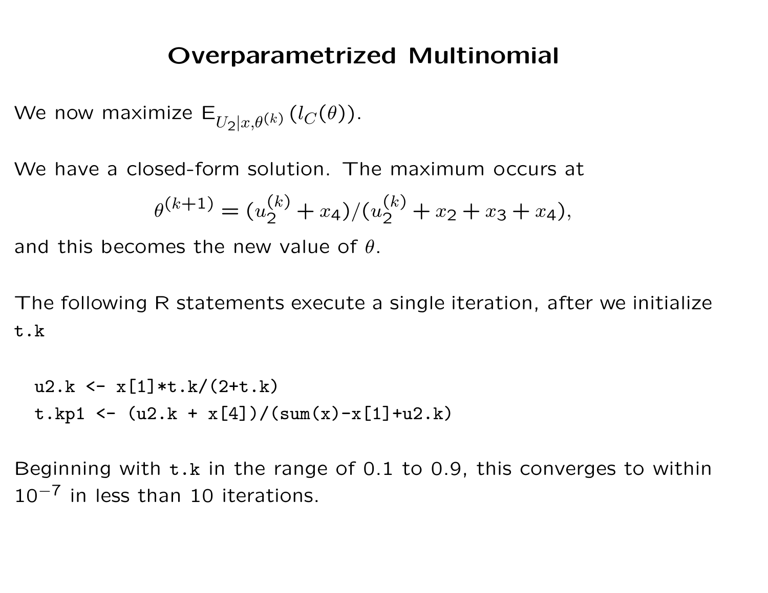# Overparametrized Multinomial

We now maximize $\mathrm{E}_{U_2|x,\theta^{(k)}}(l_C(\theta))$.

We have a closed-form solution. The maximum occurs at

$$\theta^{(k+1)} = (u_2^{(k)} + x_4)/(u_2^{(k)} + x_2 + x_3 + x_4),$$

and this becomes the new value of $\theta$.

The following R statements execute a single iteration, after we initialize `t.k`

```
u2.k <- x[1]*t.k/(2+t.k)
t.kp1 <- (u2.k + x[4])/(sum(x)-x[1]+u2.k)
```

Beginning with `t.k` in the range of 0.1 to 0.9, this converges to within $10^{-7}$ in less than 10 iterations.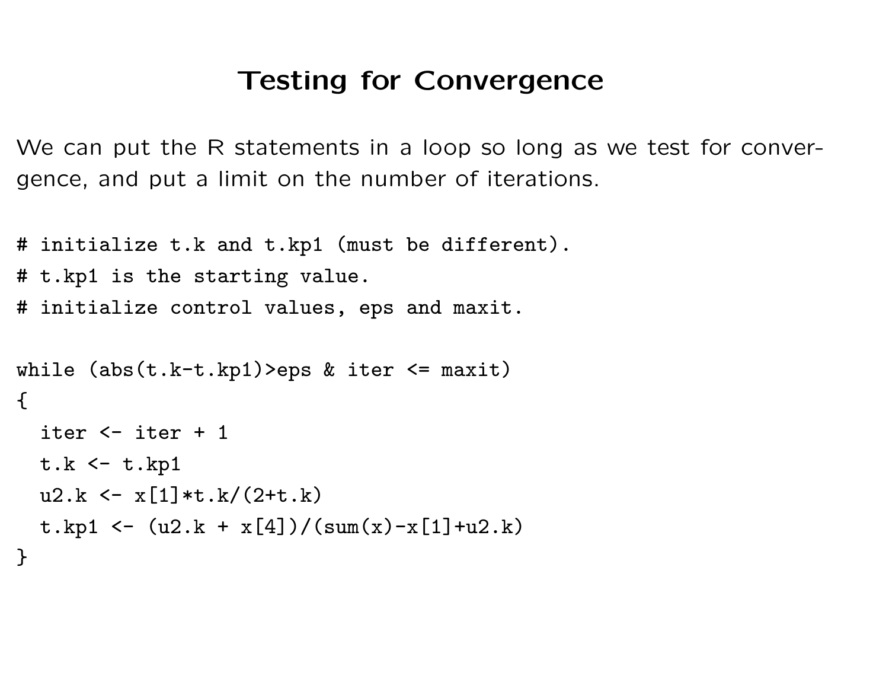# Testing for Convergence

We can put the R statements in a loop so long as we test for convergence, and put a limit on the number of iterations.

```
# initialize t.k and t.kp1 (must be different).
# t.kp1 is the starting value.
# initialize control values, eps and maxit.

while (abs(t.k-t.kp1)>eps & iter <= maxit)
{
  iter <- iter + 1
  t.k <- t.kp1
  u2.k <- x[1]*t.k/(2+t.k)
  t.kp1 <- (u2.k + x[4])/(sum(x)-x[1]+u2.k)
}
```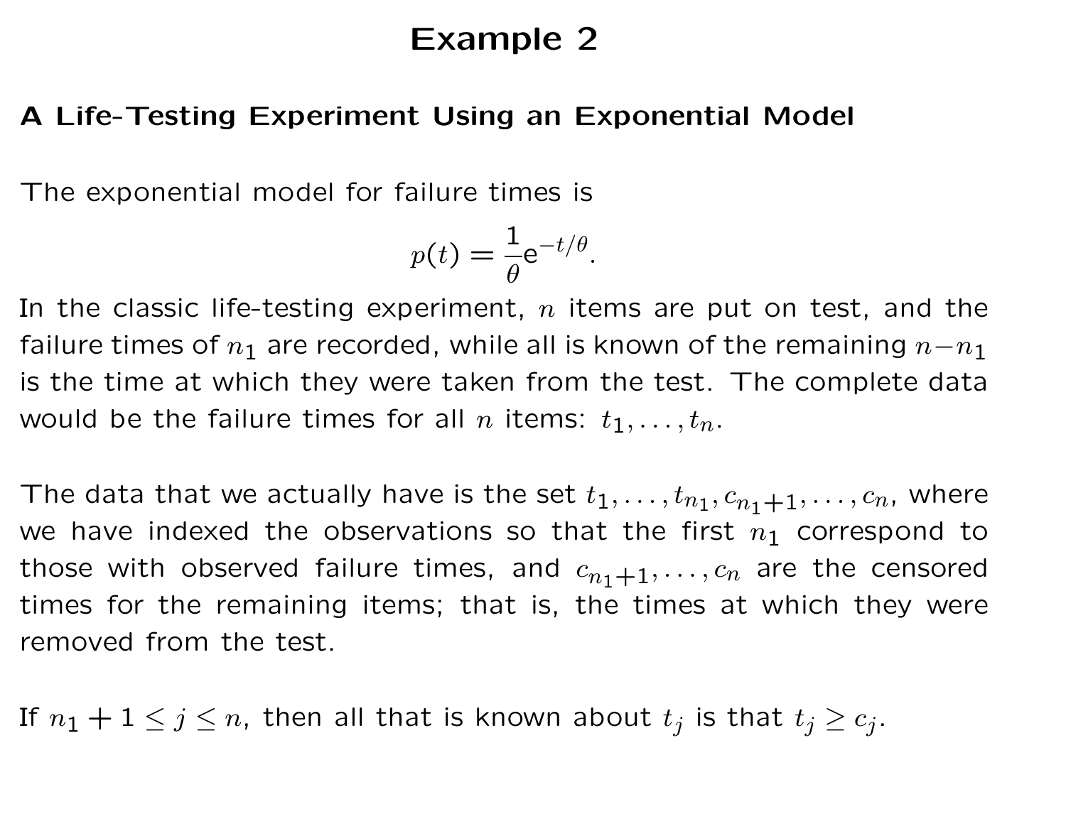# Example 2

**A Life-Testing Experiment Using an Exponential Model**

The exponential model for failure times is

$$p(t) = \frac{1}{\theta} \mathrm{e}^{-t/\theta}.$$

In the classic life-testing experiment, $n$ items are put on test, and the failure times of $n_1$ are recorded, while all is known of the remaining $n - n_1$ is the time at which they were taken from the test. The complete data would be the failure times for all $n$ items: $t_1, \ldots, t_n$.

The data that we actually have is the set $t_1, \ldots, t_{n_1}, c_{n_1+1}, \ldots, c_n$, where we have indexed the observations so that the first $n_1$ correspond to those with observed failure times, and $c_{n_1+1}, \ldots, c_n$ are the censored times for the remaining items; that is, the times at which they were removed from the test.

If $n_1 + 1 \leq j \leq n$, then all that is known about $t_j$ is that $t_j \geq c_j$.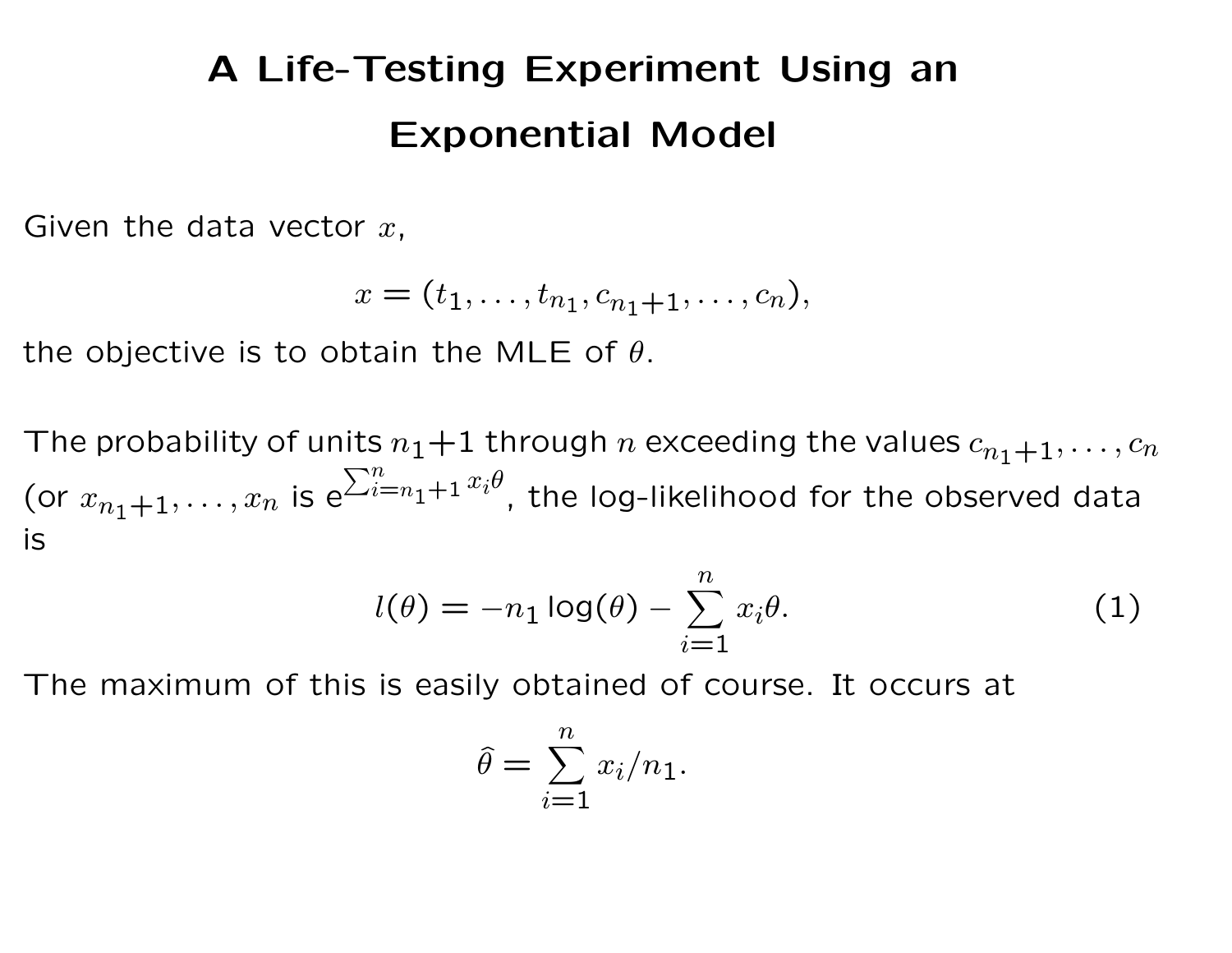# A Life-Testing Experiment Using an Exponential Model

Given the data vector $x$,

$$x = (t_1, \ldots, t_{n_1}, c_{n_1+1}, \ldots, c_n),$$

the objective is to obtain the MLE of $\theta$.

The probability of units $n_1+1$ through $n$ exceeding the values $c_{n_1+1}, \ldots, c_n$ (or $x_{n_1+1}, \ldots, x_n$ is $\mathrm{e}^{\sum_{i=n_1+1}^{n} x_i \theta}$, the log-likelihood for the observed data is

$$l(\theta) = -n_1 \log(\theta) - \sum_{i=1}^{n} x_i \theta. \qquad (1)$$

The maximum of this is easily obtained of course. It occurs at

$$\widehat{\theta} = \sum_{i=1}^{n} x_i / n_1.$$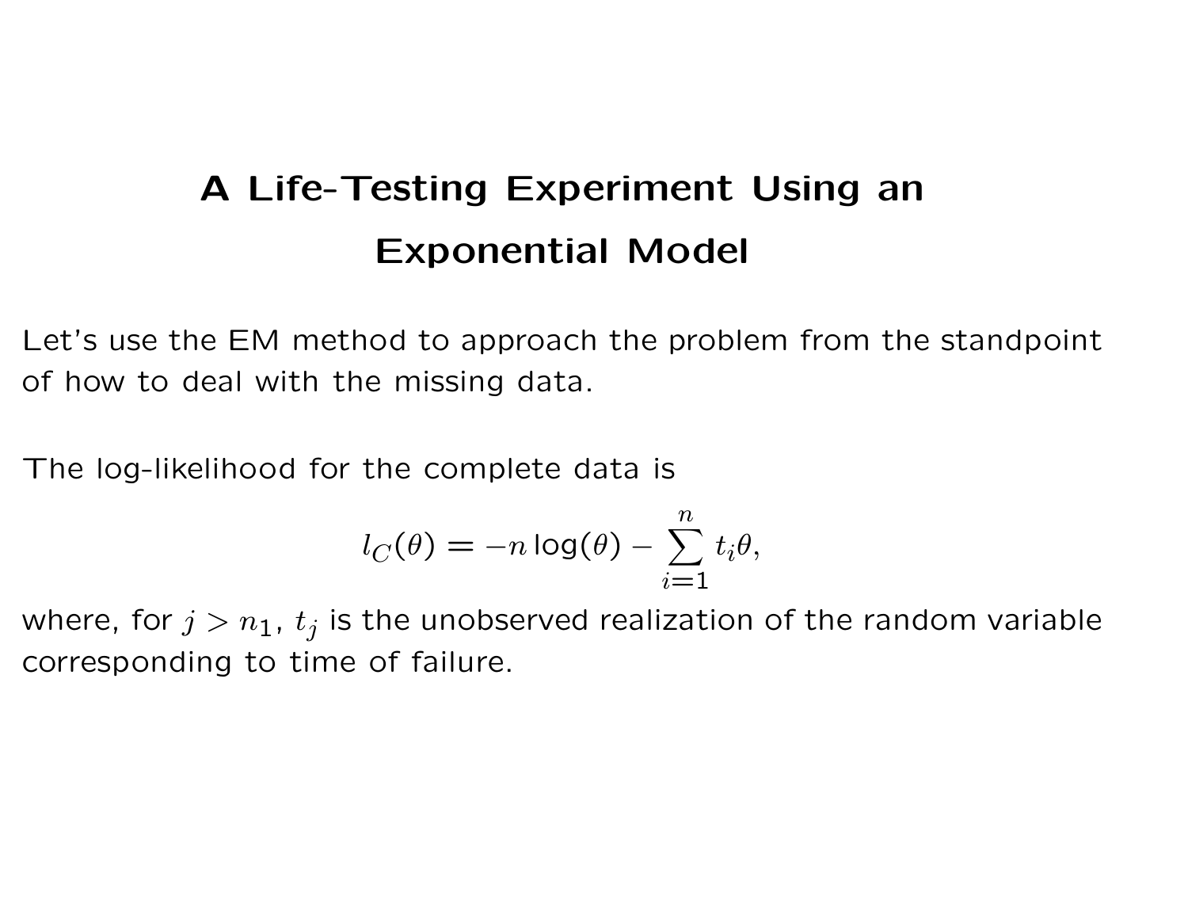# A Life-Testing Experiment Using an Exponential Model

Let's use the EM method to approach the problem from the standpoint of how to deal with the missing data.

The log-likelihood for the complete data is

$$l_C(\theta) = -n \log(\theta) - \sum_{i=1}^{n} t_i \theta,$$

where, for $j > n_1$, $t_j$ is the unobserved realization of the random variable corresponding to time of failure.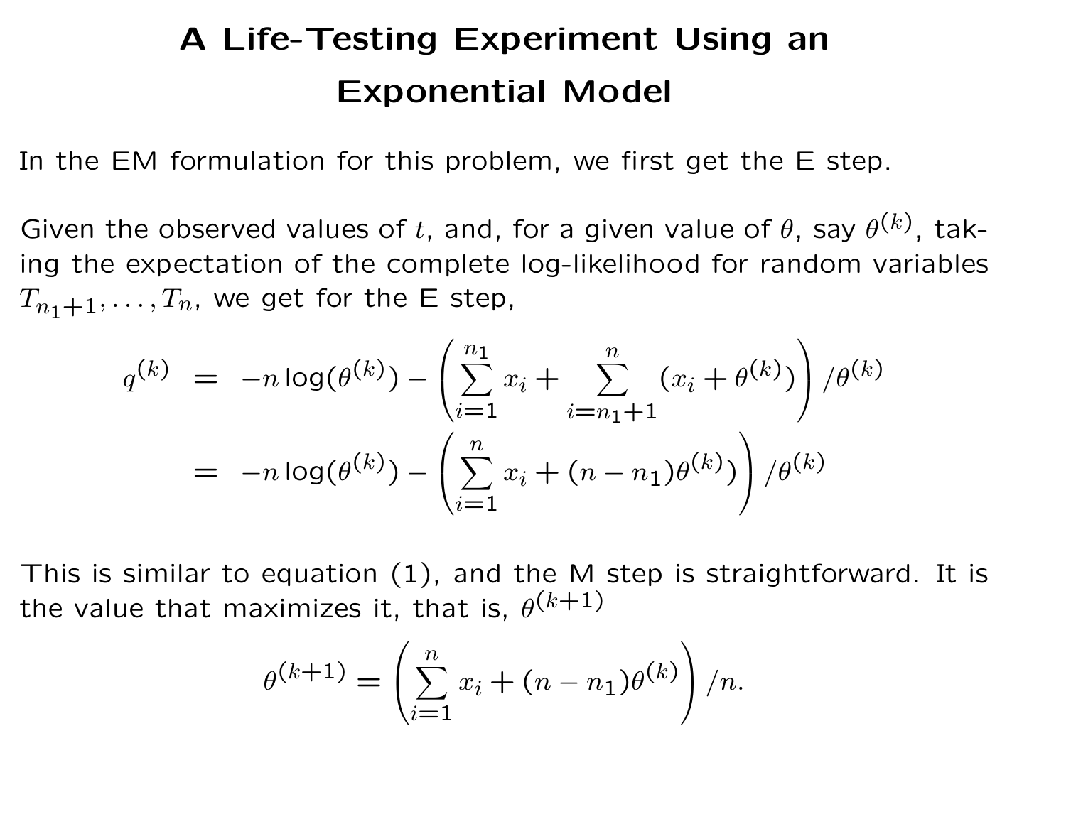# A Life-Testing Experiment Using an Exponential Model

In the EM formulation for this problem, we first get the E step.

Given the observed values of $t$, and, for a given value of $\theta$, say $\theta^{(k)}$, taking the expectation of the complete log-likelihood for random variables $T_{n_1+1}, \ldots, T_n$, we get for the E step,

$$
\begin{aligned}
q^{(k)} &= -n \log(\theta^{(k)}) - \left( \sum_{i=1}^{n_1} x_i + \sum_{i=n_1+1}^{n} (x_i + \theta^{(k)}) \right) / \theta^{(k)} \\
&= -n \log(\theta^{(k)}) - \left( \sum_{i=1}^{n} x_i + (n - n_1)\theta^{(k)}) \right) / \theta^{(k)}
\end{aligned}
$$

This is similar to equation (1), and the M step is straightforward. It is the value that maximizes it, that is, $\theta^{(k+1)}$

$$
\theta^{(k+1)} = \left( \sum_{i=1}^{n} x_i + (n - n_1)\theta^{(k)} \right) / n.
$$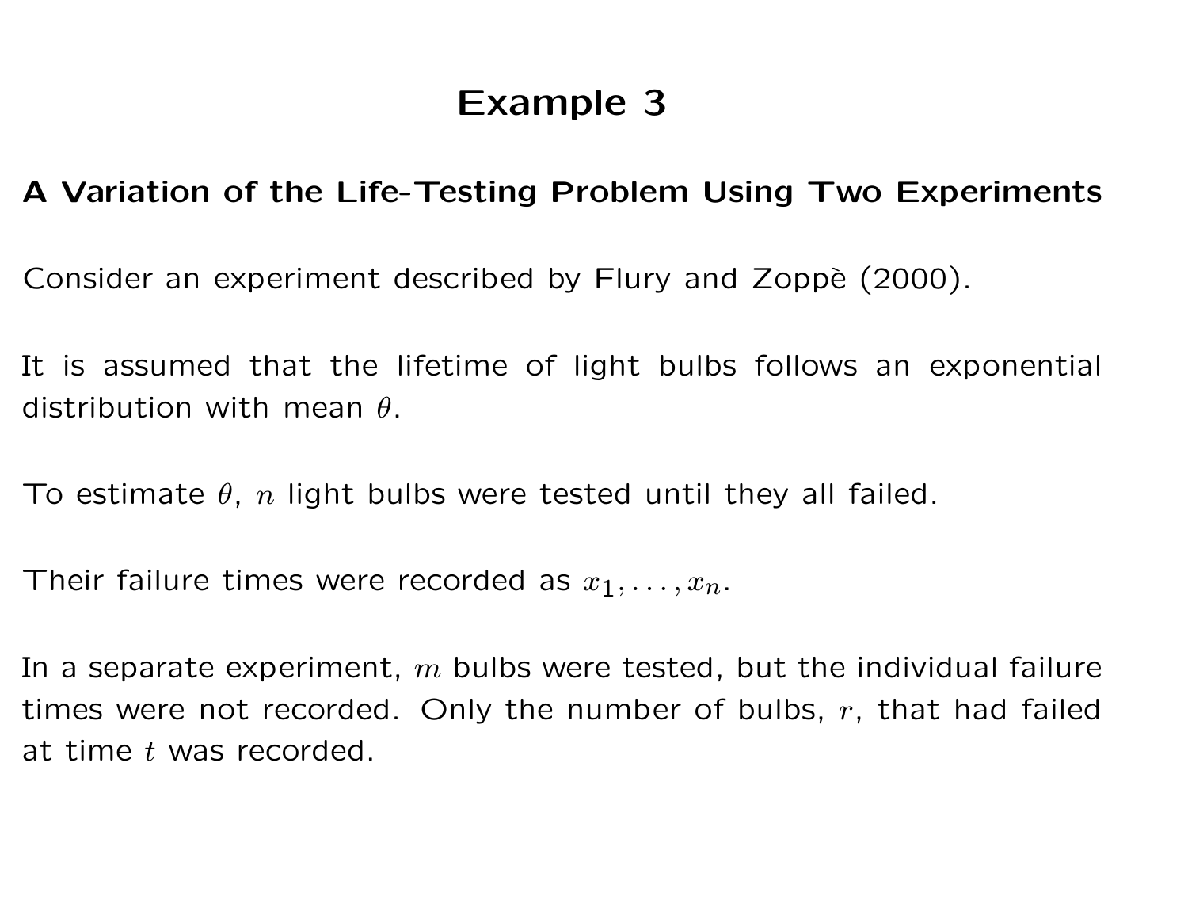# Example 3

**A Variation of the Life-Testing Problem Using Two Experiments**

Consider an experiment described by Flury and Zoppè (2000).

It is assumed that the lifetime of light bulbs follows an exponential distribution with mean $\theta$.

To estimate $\theta$, $n$ light bulbs were tested until they all failed.

Their failure times were recorded as $x_1, \ldots, x_n$.

In a separate experiment, $m$ bulbs were tested, but the individual failure times were not recorded. Only the number of bulbs, $r$, that had failed at time $t$ was recorded.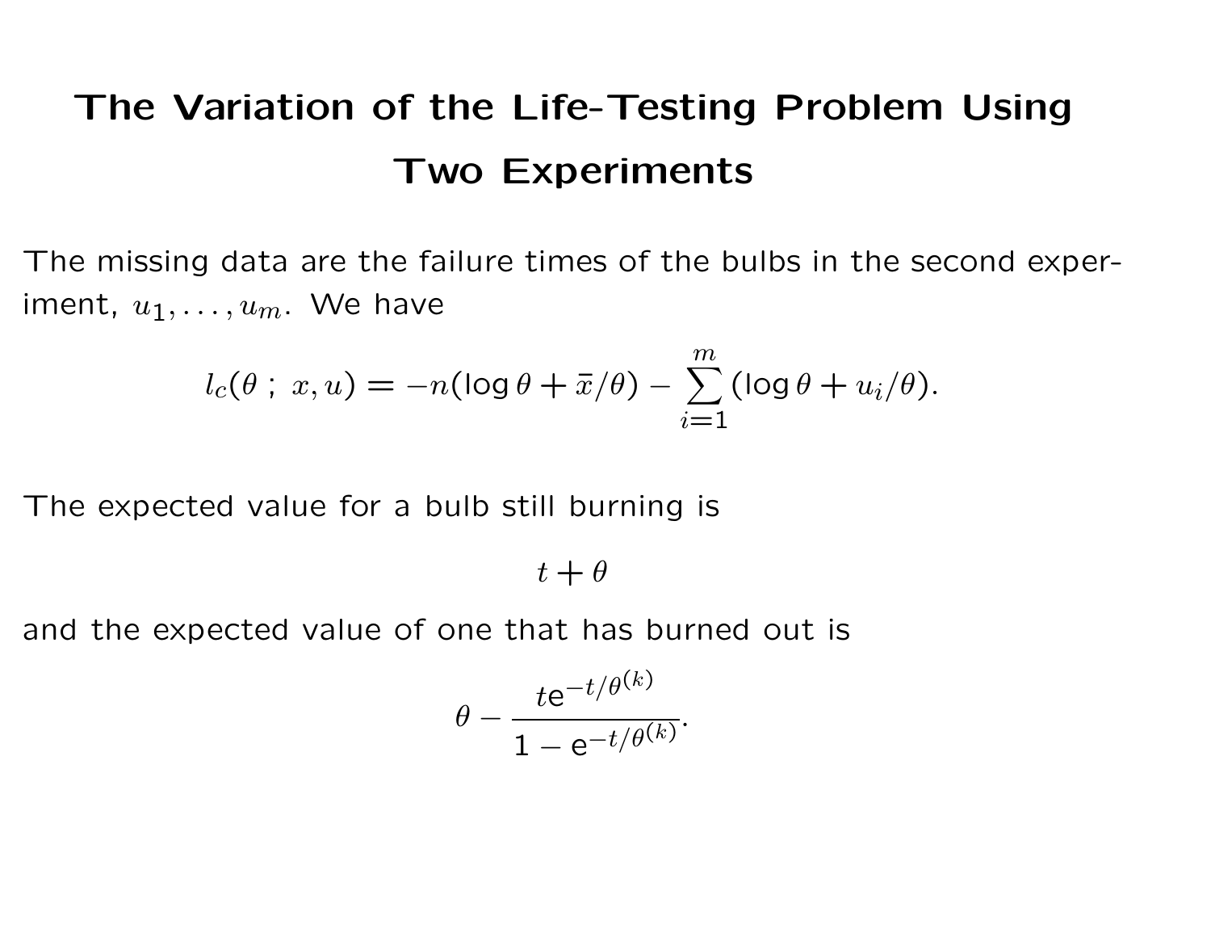# The Variation of the Life-Testing Problem Using Two Experiments

The missing data are the failure times of the bulbs in the second experiment, $u_1, \ldots, u_m$. We have

$$l_c(\theta\,;\, x, u) = -n(\log\theta + \bar{x}/\theta) - \sum_{i=1}^{m}(\log\theta + u_i/\theta).$$

The expected value for a bulb still burning is

$$t + \theta$$

and the expected value of one that has burned out is

$$\theta - \frac{t\mathrm{e}^{-t/\theta^{(k)}}}{1 - \mathrm{e}^{-t/\theta^{(k)}}}.$$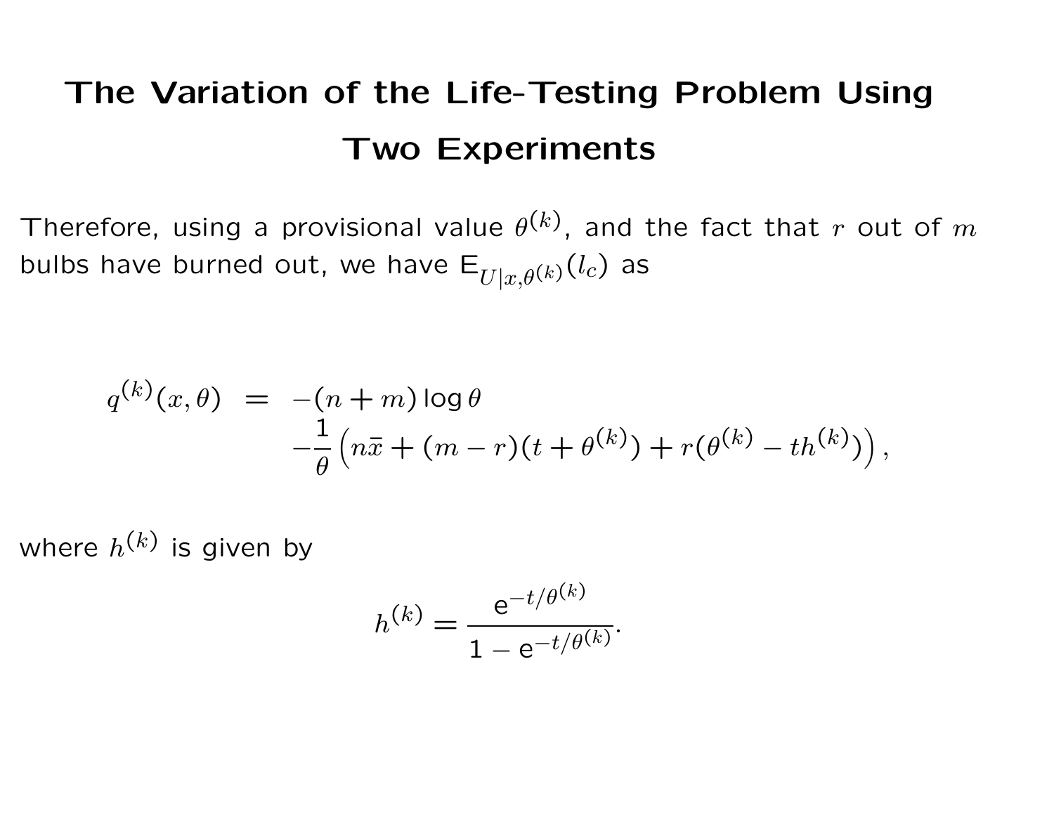# The Variation of the Life-Testing Problem Using Two Experiments

Therefore, using a provisional value $\theta^{(k)}$, and the fact that $r$ out of $m$ bulbs have burned out, we have $\mathsf{E}_{U|x,\theta^{(k)}}(l_c)$ as

$$
\begin{aligned}
q^{(k)}(x,\theta) &= -(n+m)\log\theta \\
&\quad -\frac{1}{\theta}\left(n\bar{x} + (m-r)(t+\theta^{(k)}) + r(\theta^{(k)} - th^{(k)})\right),
\end{aligned}
$$

where $h^{(k)}$ is given by

$$
h^{(k)} = \frac{\mathrm{e}^{-t/\theta^{(k)}}}{1-\mathrm{e}^{-t/\theta^{(k)}}}.
$$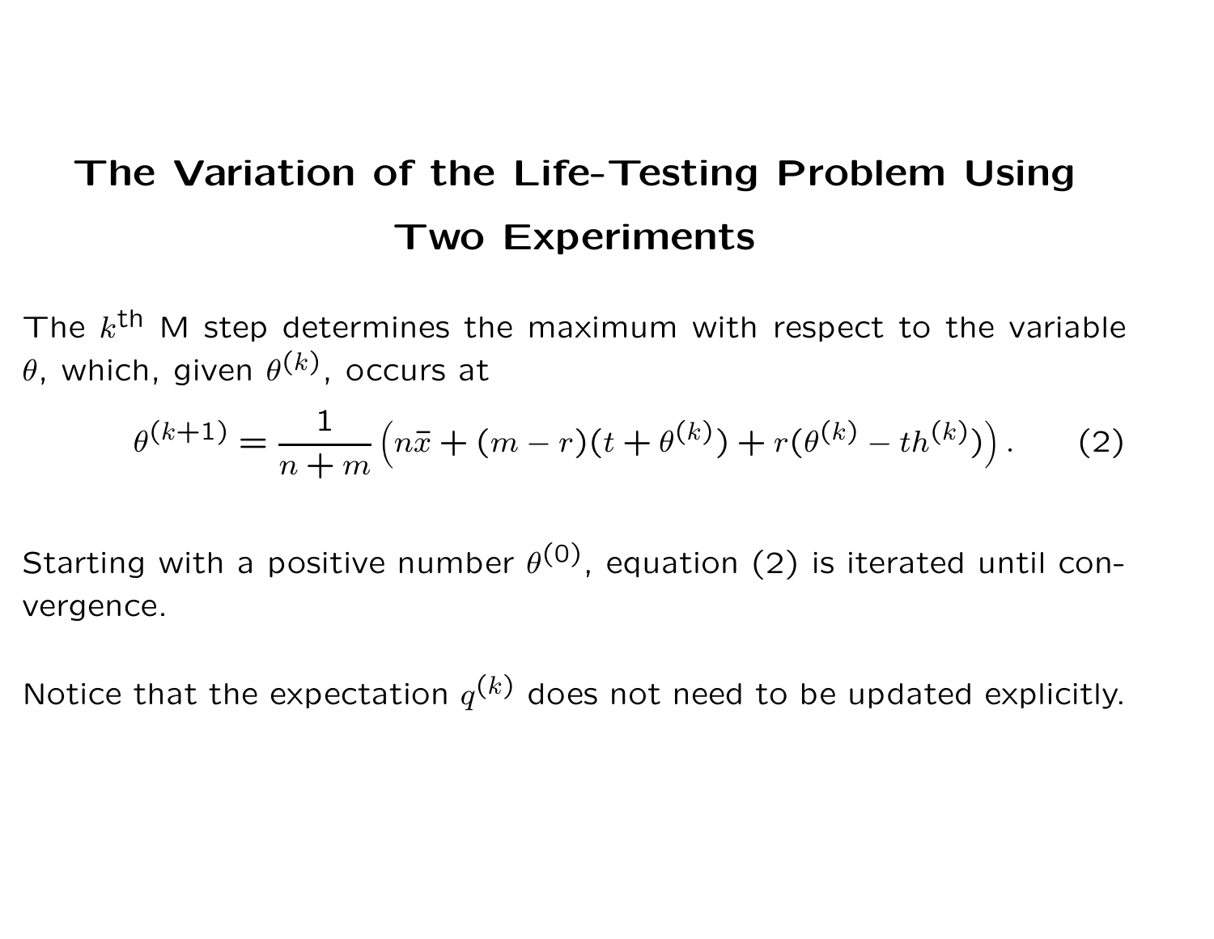# The Variation of the Life-Testing Problem Using Two Experiments

The $k^{\text{th}}$ M step determines the maximum with respect to the variable $\theta$, which, given $\theta^{(k)}$, occurs at

$$\theta^{(k+1)} = \frac{1}{n+m}\left(n\bar{x} + (m-r)(t+\theta^{(k)}) + r(\theta^{(k)} - th^{(k)})\right). \tag{2}$$

Starting with a positive number $\theta^{(0)}$, equation (2) is iterated until convergence.

Notice that the expectation $q^{(k)}$ does not need to be updated explicitly.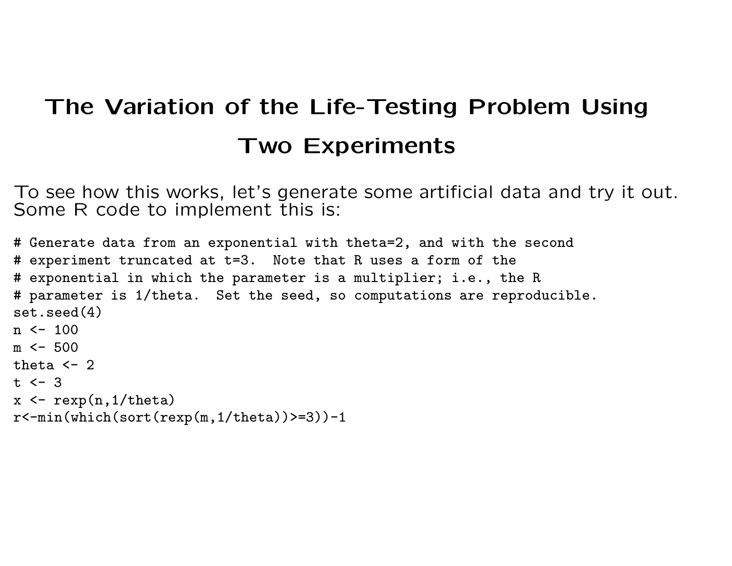# The Variation of the Life-Testing Problem Using Two Experiments

To see how this works, let's generate some artificial data and try it out. Some R code to implement this is:

```
# Generate data from an exponential with theta=2, and with the second
# experiment truncated at t=3.  Note that R uses a form of the
# exponential in which the parameter is a multiplier; i.e., the R
# parameter is 1/theta.  Set the seed, so computations are reproducible.
set.seed(4)
n <- 100
m <- 500
theta <- 2
t <- 3
x <- rexp(n,1/theta)
r<-min(which(sort(rexp(m,1/theta))>=3))-1
```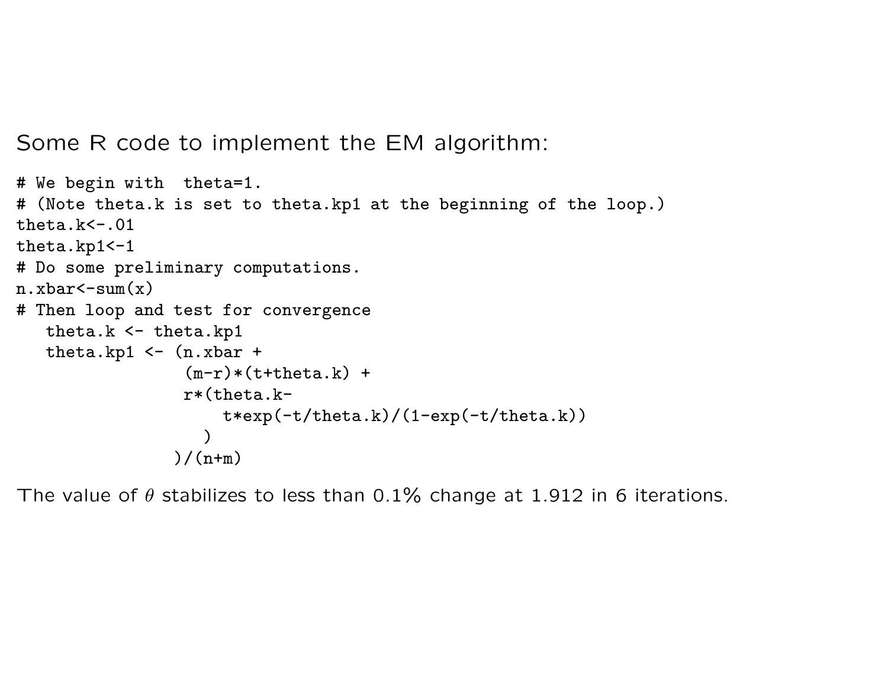Some R code to implement the EM algorithm:

```
# We begin with  theta=1.
# (Note theta.k is set to theta.kp1 at the beginning of the loop.)
theta.k<-.01
theta.kp1<-1
# Do some preliminary computations.
n.xbar<-sum(x)
# Then loop and test for convergence
   theta.k <- theta.kp1
   theta.kp1 <- (n.xbar +
                  (m-r)*(t+theta.k) +
                  r*(theta.k-
                      t*exp(-t/theta.k)/(1-exp(-t/theta.k))
                    )
                 )/(n+m)
```

The value of $\theta$ stabilizes to less than 0.1% change at 1.912 in 6 iterations.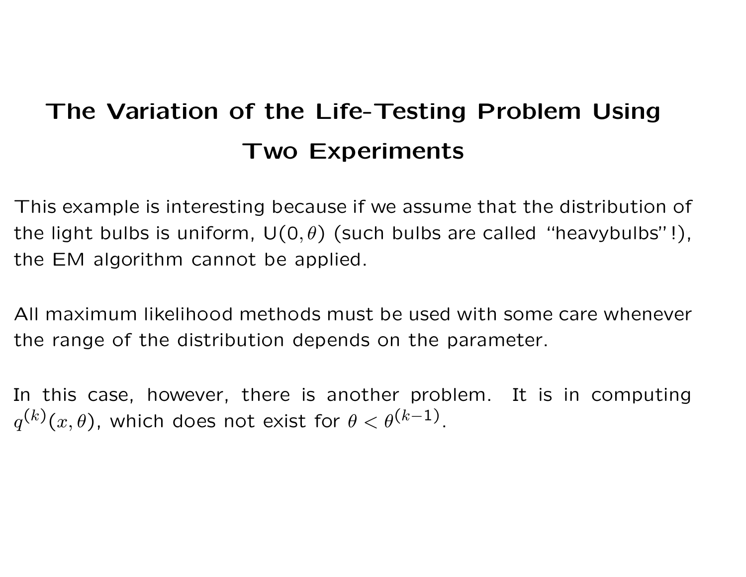# The Variation of the Life-Testing Problem Using Two Experiments

This example is interesting because if we assume that the distribution of the light bulbs is uniform, $\text{U}(0, \theta)$ (such bulbs are called "heavybulbs"!), the EM algorithm cannot be applied.

All maximum likelihood methods must be used with some care whenever the range of the distribution depends on the parameter.

In this case, however, there is another problem. It is in computing $q^{(k)}(x, \theta)$, which does not exist for $\theta < \theta^{(k-1)}$.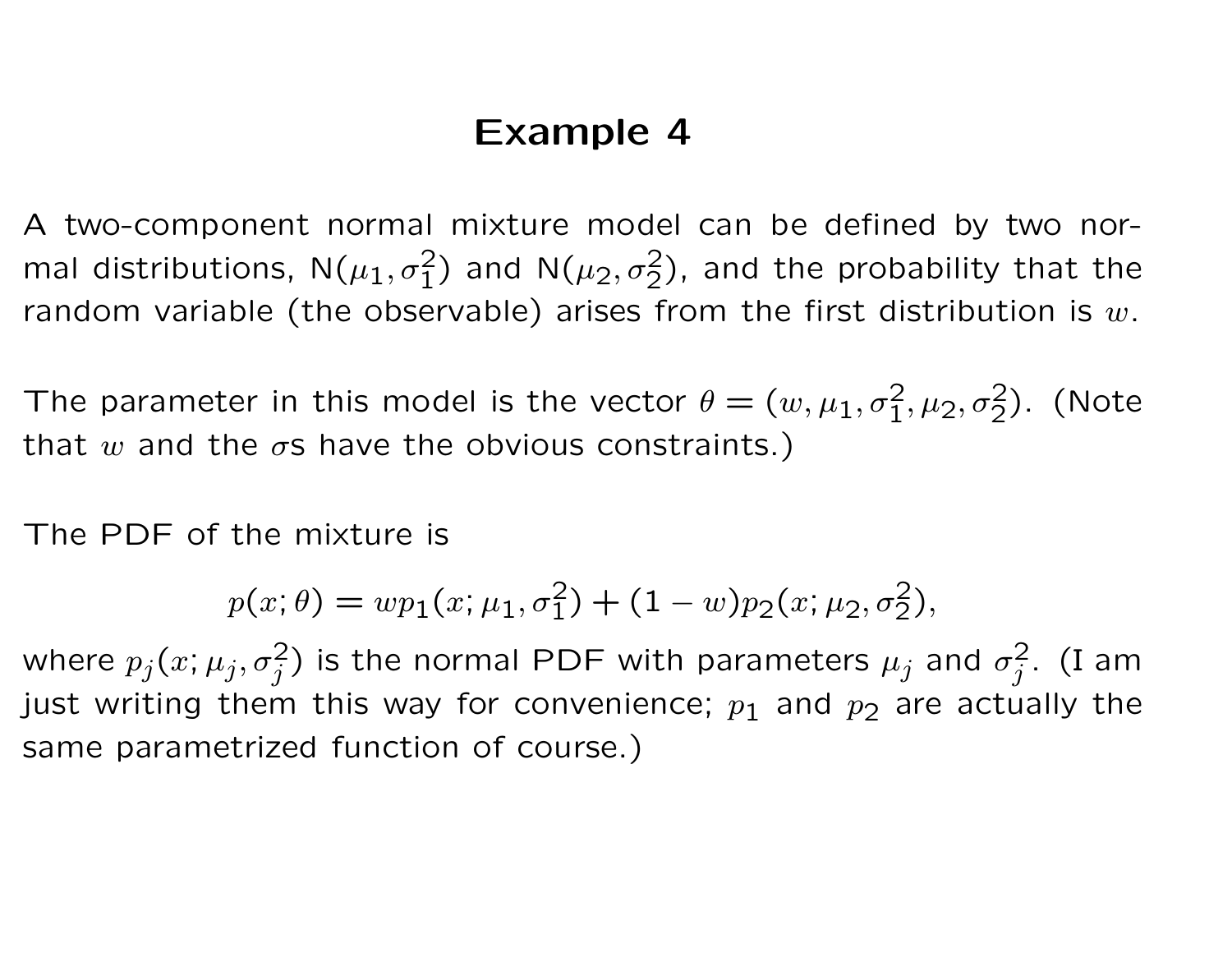# Example 4

A two-component normal mixture model can be defined by two normal distributions, $\mathrm{N}(\mu_1, \sigma_1^2)$ and $\mathrm{N}(\mu_2, \sigma_2^2)$, and the probability that the random variable (the observable) arises from the first distribution is $w$.

The parameter in this model is the vector $\theta = (w, \mu_1, \sigma_1^2, \mu_2, \sigma_2^2)$. (Note that $w$ and the $\sigma$s have the obvious constraints.)

The PDF of the mixture is

$$p(x; \theta) = wp_1(x; \mu_1, \sigma_1^2) + (1 - w)p_2(x; \mu_2, \sigma_2^2),$$

where $p_j(x; \mu_j, \sigma_j^2)$ is the normal PDF with parameters $\mu_j$ and $\sigma_j^2$. (I am just writing them this way for convenience; $p_1$ and $p_2$ are actually the same parametrized function of course.)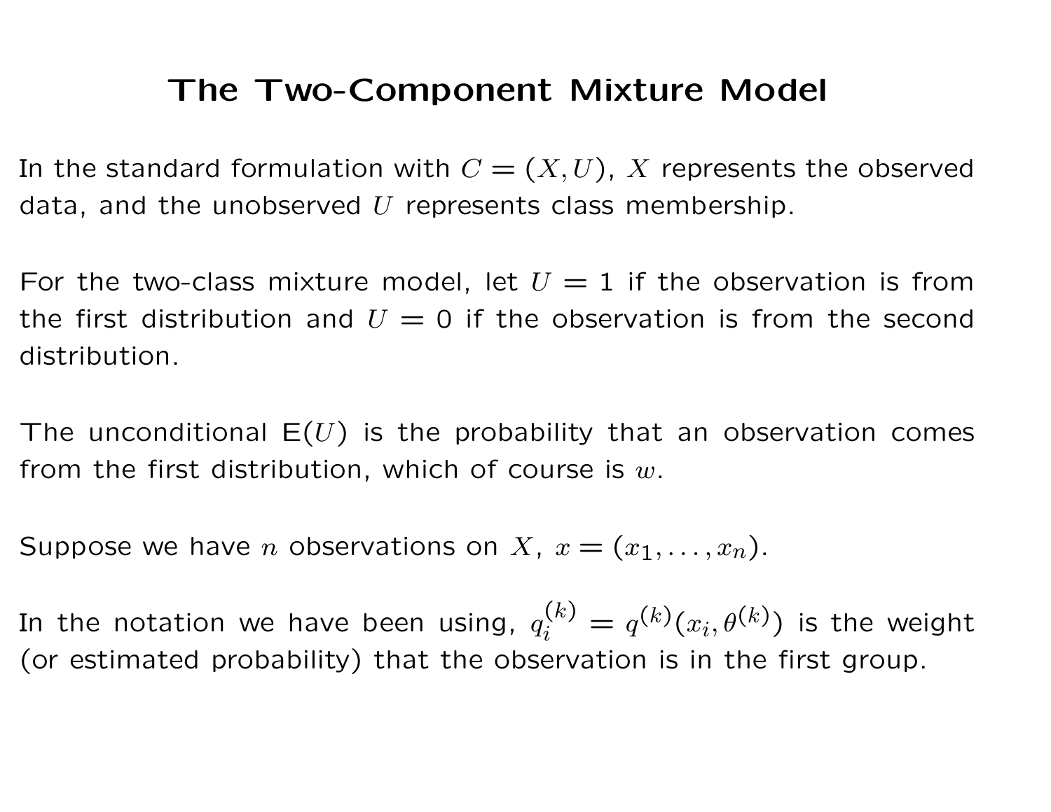# The Two-Component Mixture Model

In the standard formulation with $C = (X, U)$, $X$ represents the observed data, and the unobserved $U$ represents class membership.

For the two-class mixture model, let $U = 1$ if the observation is from the first distribution and $U = 0$ if the observation is from the second distribution.

The unconditional $\mathrm{E}(U)$ is the probability that an observation comes from the first distribution, which of course is $w$.

Suppose we have $n$ observations on $X$, $x = (x_1, \ldots, x_n)$.

In the notation we have been using, $q_i^{(k)} = q^{(k)}(x_i, \theta^{(k)})$ is the weight (or estimated probability) that the observation is in the first group.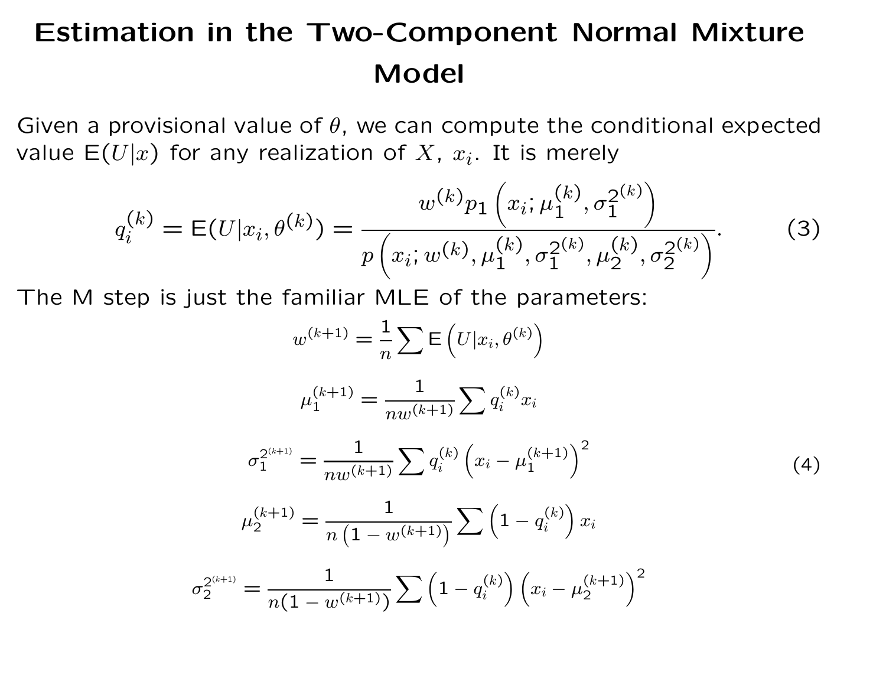# Estimation in the Two-Component Normal Mixture Model

Given a provisional value of $\theta$, we can compute the conditional expected value $\mathrm{E}(U|x)$ for any realization of $X$, $x_i$. It is merely

$$q_i^{(k)} = \mathrm{E}(U|x_i, \theta^{(k)}) = \frac{w^{(k)} p_1\left(x_i; \mu_1^{(k)}, \sigma_1^{2^{(k)}}\right)}{p\left(x_i; w^{(k)}, \mu_1^{(k)}, \sigma_1^{2^{(k)}}, \mu_2^{(k)}, \sigma_2^{2^{(k)}}\right)}. \tag{3}$$

The M step is just the familiar MLE of the parameters:

$$
\begin{aligned}
w^{(k+1)} &= \frac{1}{n} \sum \mathrm{E}\left(U|x_i, \theta^{(k)}\right) \\
\mu_1^{(k+1)} &= \frac{1}{n w^{(k+1)}} \sum q_i^{(k)} x_i \\
\sigma_1^{2^{(k+1)}} &= \frac{1}{n w^{(k+1)}} \sum q_i^{(k)} \left(x_i - \mu_1^{(k+1)}\right)^2 \\
\mu_2^{(k+1)} &= \frac{1}{n\left(1 - w^{(k+1)}\right)} \sum \left(1 - q_i^{(k)}\right) x_i \\
\sigma_2^{2^{(k+1)}} &= \frac{1}{n(1 - w^{(k+1)})} \sum \left(1 - q_i^{(k)}\right) \left(x_i - \mu_2^{(k+1)}\right)^2
\end{aligned}
\tag{4}
$$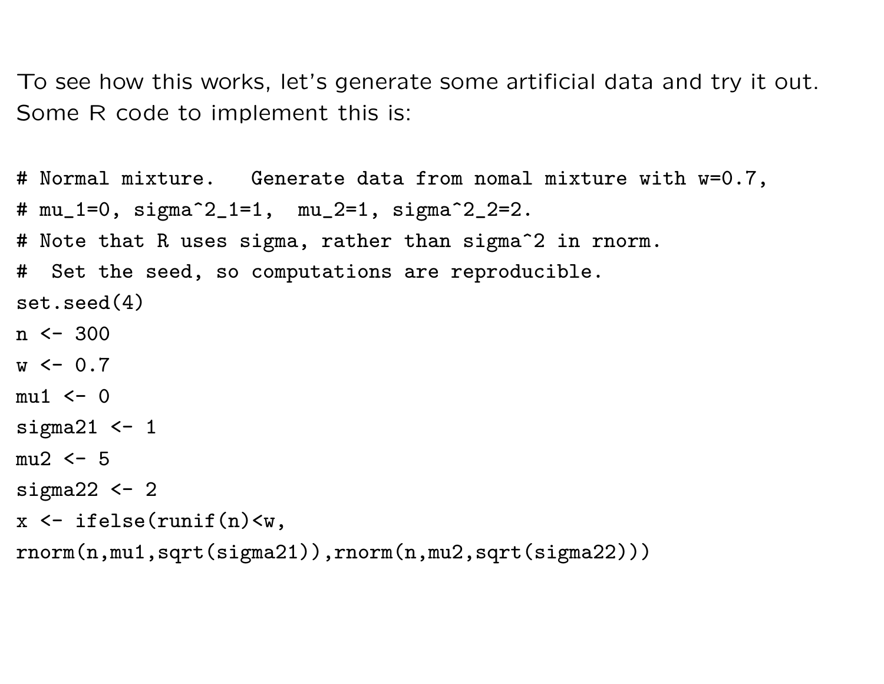To see how this works, let's generate some artificial data and try it out. Some R code to implement this is:

```
# Normal mixture.   Generate data from nomal mixture with w=0.7,
# mu_1=0, sigma^2_1=1,  mu_2=1, sigma^2_2=2.
# Note that R uses sigma, rather than sigma^2 in rnorm.
#  Set the seed, so computations are reproducible.
set.seed(4)
n <- 300
w <- 0.7
mu1 <- 0
sigma21 <- 1
mu2 <- 5
sigma22 <- 2
x <- ifelse(runif(n)<w,
rnorm(n,mu1,sqrt(sigma21)),rnorm(n,mu2,sqrt(sigma22)))
```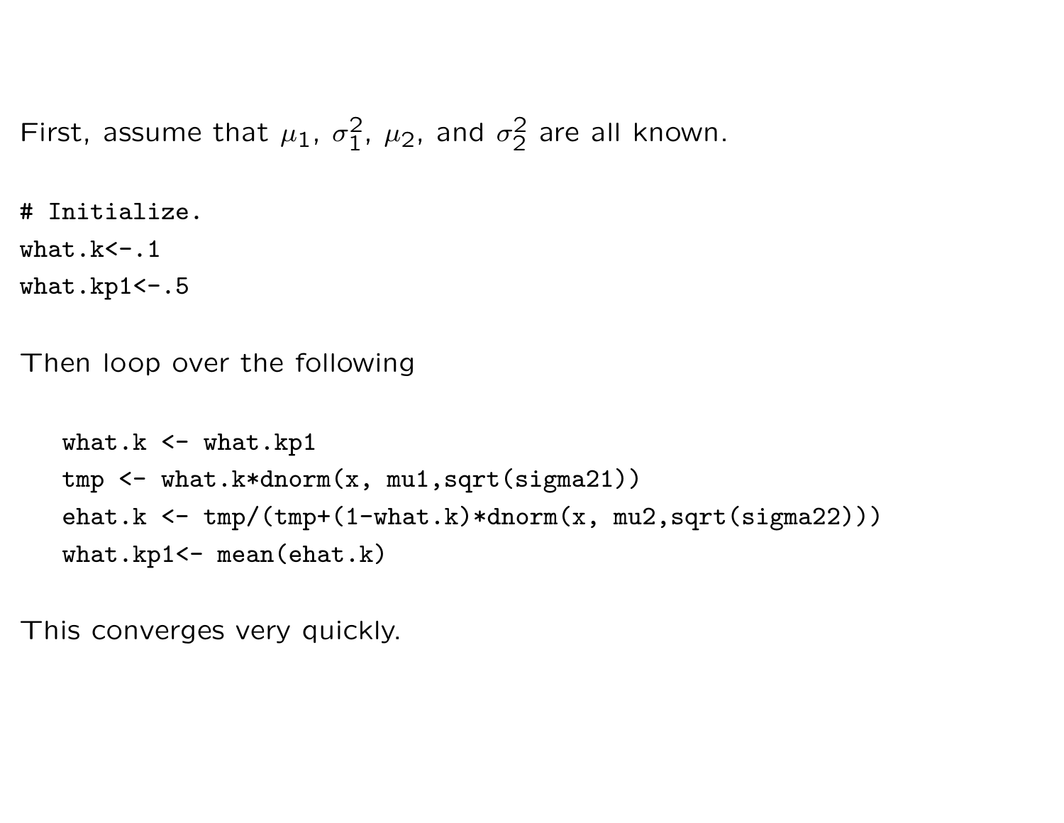First, assume that $\mu_1$, $\sigma_1^2$, $\mu_2$, and $\sigma_2^2$ are all known.

```
# Initialize.
what.k<-.1
what.kp1<-.5
```

Then loop over the following

```
what.k <- what.kp1
tmp <- what.k*dnorm(x, mu1,sqrt(sigma21))
ehat.k <- tmp/(tmp+(1-what.k)*dnorm(x, mu2,sqrt(sigma22)))
what.kp1<- mean(ehat.k)
```

This converges very quickly.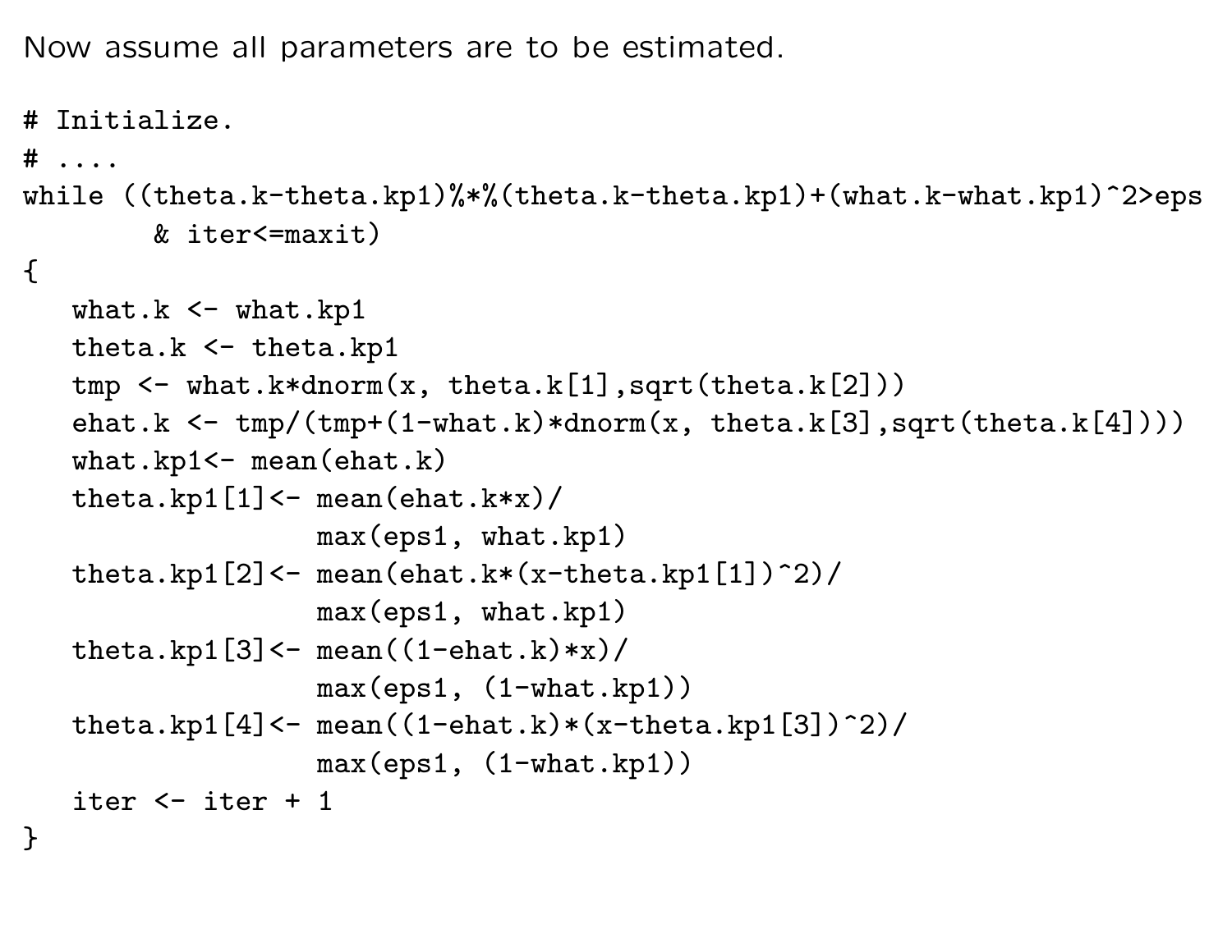Now assume all parameters are to be estimated.

```
# Initialize.
# ....
while ((theta.k-theta.kp1)%*%(theta.k-theta.kp1)+(what.k-what.kp1)^2>eps
        & iter<=maxit)
{
   what.k <- what.kp1
   theta.k <- theta.kp1
   tmp <- what.k*dnorm(x, theta.k[1],sqrt(theta.k[2]))
   ehat.k <- tmp/(tmp+(1-what.k)*dnorm(x, theta.k[3],sqrt(theta.k[4])))
   what.kp1<- mean(ehat.k)
   theta.kp1[1]<- mean(ehat.k*x)/
                  max(eps1, what.kp1)
   theta.kp1[2]<- mean(ehat.k*(x-theta.kp1[1])^2)/
                  max(eps1, what.kp1)
   theta.kp1[3]<- mean((1-ehat.k)*x)/
                  max(eps1, (1-what.kp1))
   theta.kp1[4]<- mean((1-ehat.k)*(x-theta.kp1[3])^2)/
                  max(eps1, (1-what.kp1))
   iter <- iter + 1
}
```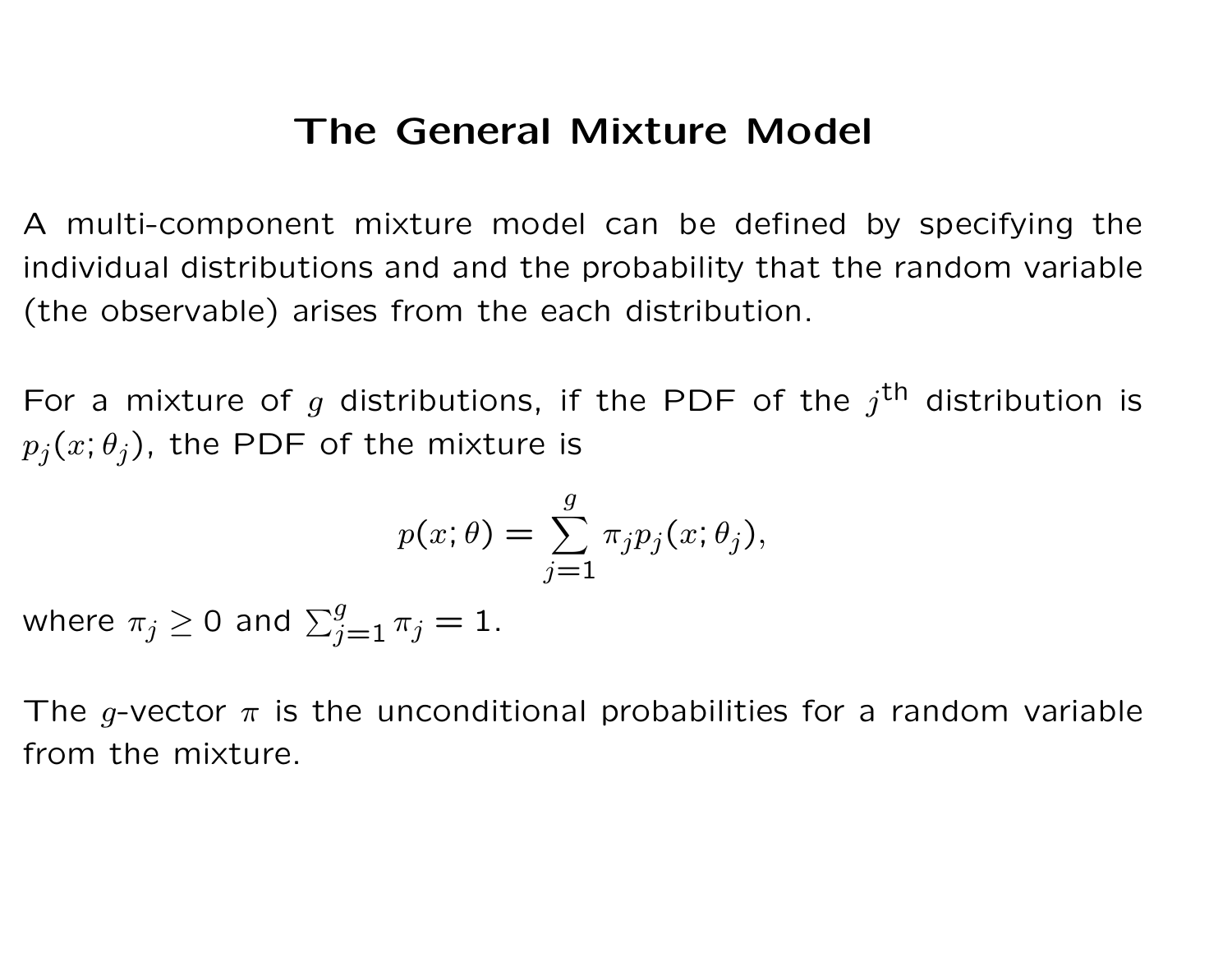# The General Mixture Model

A multi-component mixture model can be defined by specifying the individual distributions and and the probability that the random variable (the observable) arises from the each distribution.

For a mixture of $g$ distributions, if the PDF of the $j^{\text{th}}$ distribution is $p_j(x;\theta_j)$, the PDF of the mixture is

$$p(x;\theta) = \sum_{j=1}^{g} \pi_j p_j(x;\theta_j),$$

where $\pi_j \geq 0$ and $\sum_{j=1}^{g} \pi_j = 1$.

The $g$-vector $\pi$ is the unconditional probabilities for a random variable from the mixture.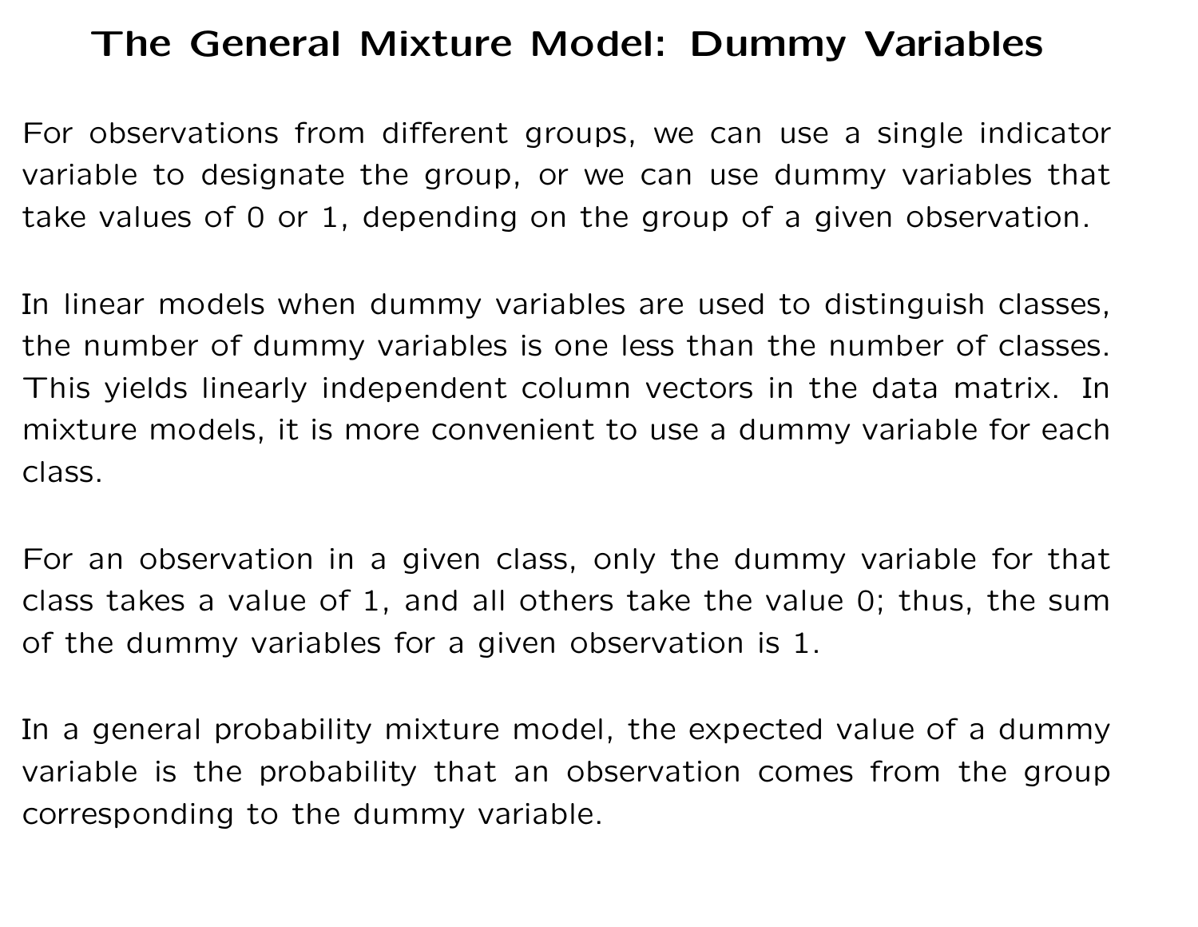# The General Mixture Model: Dummy Variables

For observations from different groups, we can use a single indicator variable to designate the group, or we can use dummy variables that take values of 0 or 1, depending on the group of a given observation.

In linear models when dummy variables are used to distinguish classes, the number of dummy variables is one less than the number of classes. This yields linearly independent column vectors in the data matrix. In mixture models, it is more convenient to use a dummy variable for each class.

For an observation in a given class, only the dummy variable for that class takes a value of 1, and all others take the value 0; thus, the sum of the dummy variables for a given observation is 1.

In a general probability mixture model, the expected value of a dummy variable is the probability that an observation comes from the group corresponding to the dummy variable.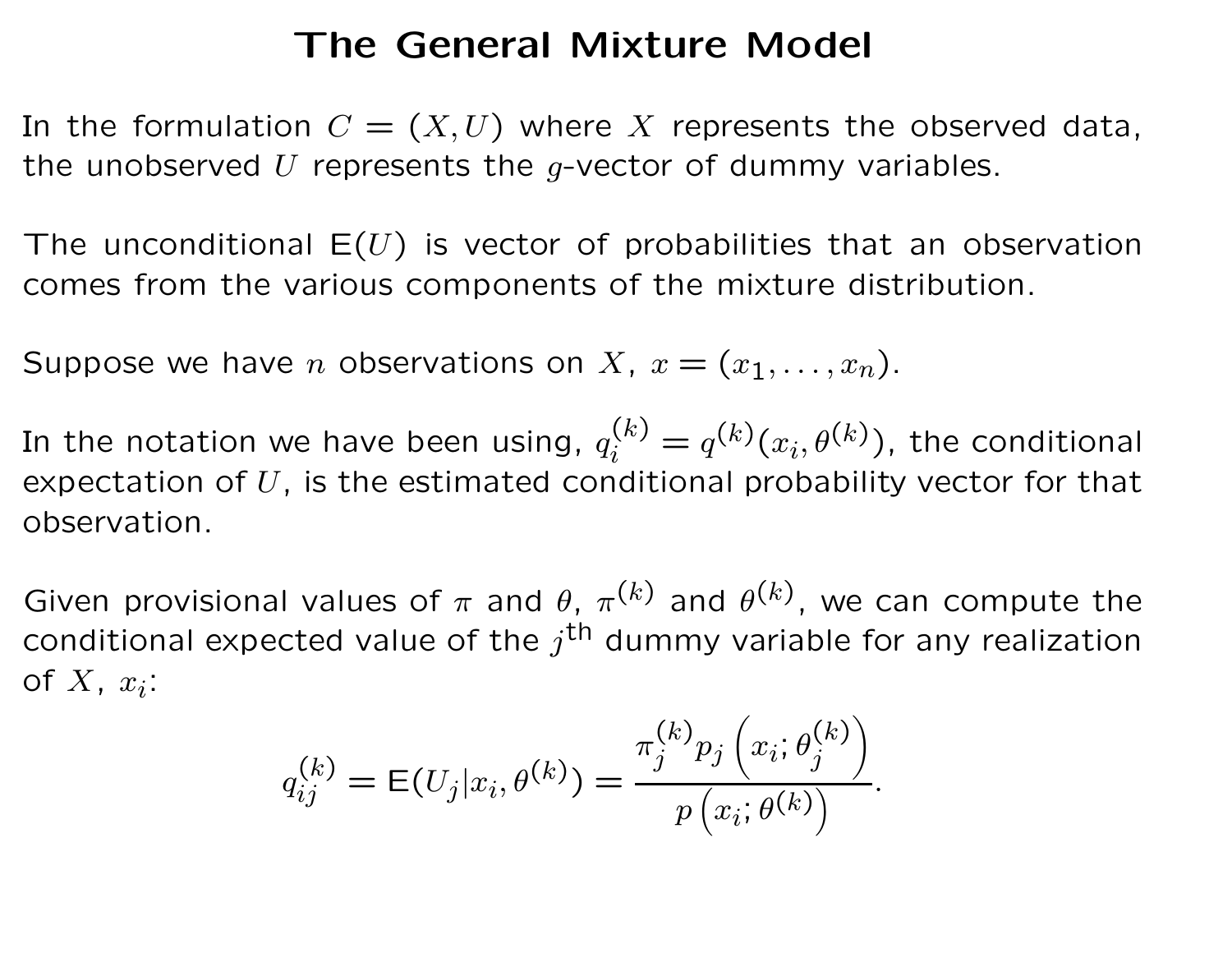# The General Mixture Model

In the formulation $C = (X, U)$ where $X$ represents the observed data, the unobserved $U$ represents the $g$-vector of dummy variables.

The unconditional $\mathrm{E}(U)$ is vector of probabilities that an observation comes from the various components of the mixture distribution.

Suppose we have $n$ observations on $X$, $x = (x_1, \ldots, x_n)$.

In the notation we have been using, $q_i^{(k)} = q^{(k)}(x_i, \theta^{(k)})$, the conditional expectation of $U$, is the estimated conditional probability vector for that observation.

Given provisional values of $\pi$ and $\theta$, $\pi^{(k)}$ and $\theta^{(k)}$, we can compute the conditional expected value of the $j^{\text{th}}$ dummy variable for any realization of $X$, $x_i$:

$$q_{ij}^{(k)} = \mathrm{E}(U_j | x_i, \theta^{(k)}) = \frac{\pi_j^{(k)} p_j\left(x_i; \theta_j^{(k)}\right)}{p\left(x_i; \theta^{(k)}\right)}.$$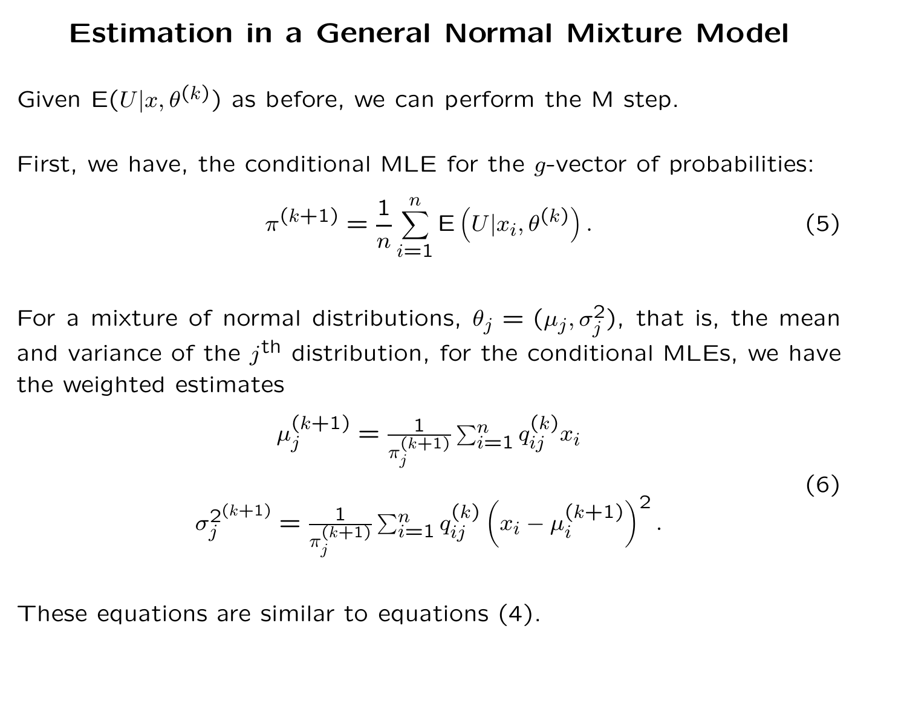# Estimation in a General Normal Mixture Model

Given $\mathrm{E}(U|x, \theta^{(k)})$ as before, we can perform the M step.

First, we have, the conditional MLE for the $g$-vector of probabilities:

$$\pi^{(k+1)} = \frac{1}{n} \sum_{i=1}^{n} \mathrm{E}\left(U|x_i, \theta^{(k)}\right). \tag{5}$$

For a mixture of normal distributions, $\theta_j = (\mu_j, \sigma_j^2)$, that is, the mean and variance of the $j^{\text{th}}$ distribution, for the conditional MLEs, we have the weighted estimates

$$\begin{aligned} \mu_j^{(k+1)} &= \tfrac{1}{\pi_j^{(k+1)}} \textstyle\sum_{i=1}^{n} q_{ij}^{(k)} x_i \\ \sigma_j^{2^{(k+1)}} &= \tfrac{1}{\pi_j^{(k+1)}} \textstyle\sum_{i=1}^{n} q_{ij}^{(k)} \left(x_i - \mu_i^{(k+1)}\right)^2 . \end{aligned} \tag{6}$$

These equations are similar to equations (4).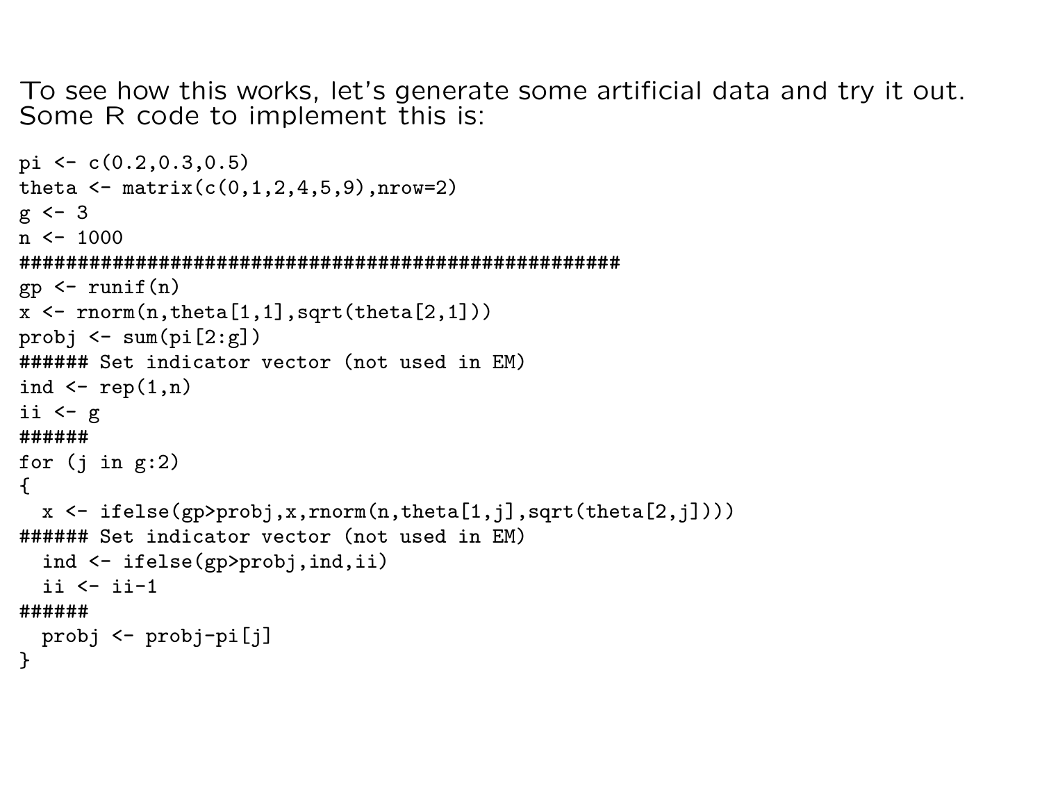To see how this works, let's generate some artificial data and try it out. Some R code to implement this is:

```
pi <- c(0.2,0.3,0.5)
theta <- matrix(c(0,1,2,4,5,9),nrow=2)
g <- 3
n <- 1000
####################################################
gp <- runif(n)
x <- rnorm(n,theta[1,1],sqrt(theta[2,1]))
probj <- sum(pi[2:g])
###### Set indicator vector (not used in EM)
ind <- rep(1,n)
ii <- g
######
for (j in g:2)
{
  x <- ifelse(gp>probj,x,rnorm(n,theta[1,j],sqrt(theta[2,j])))
###### Set indicator vector (not used in EM)
  ind <- ifelse(gp>probj,ind,ii)
  ii <- ii-1
######
  probj <- probj-pi[j]
}
```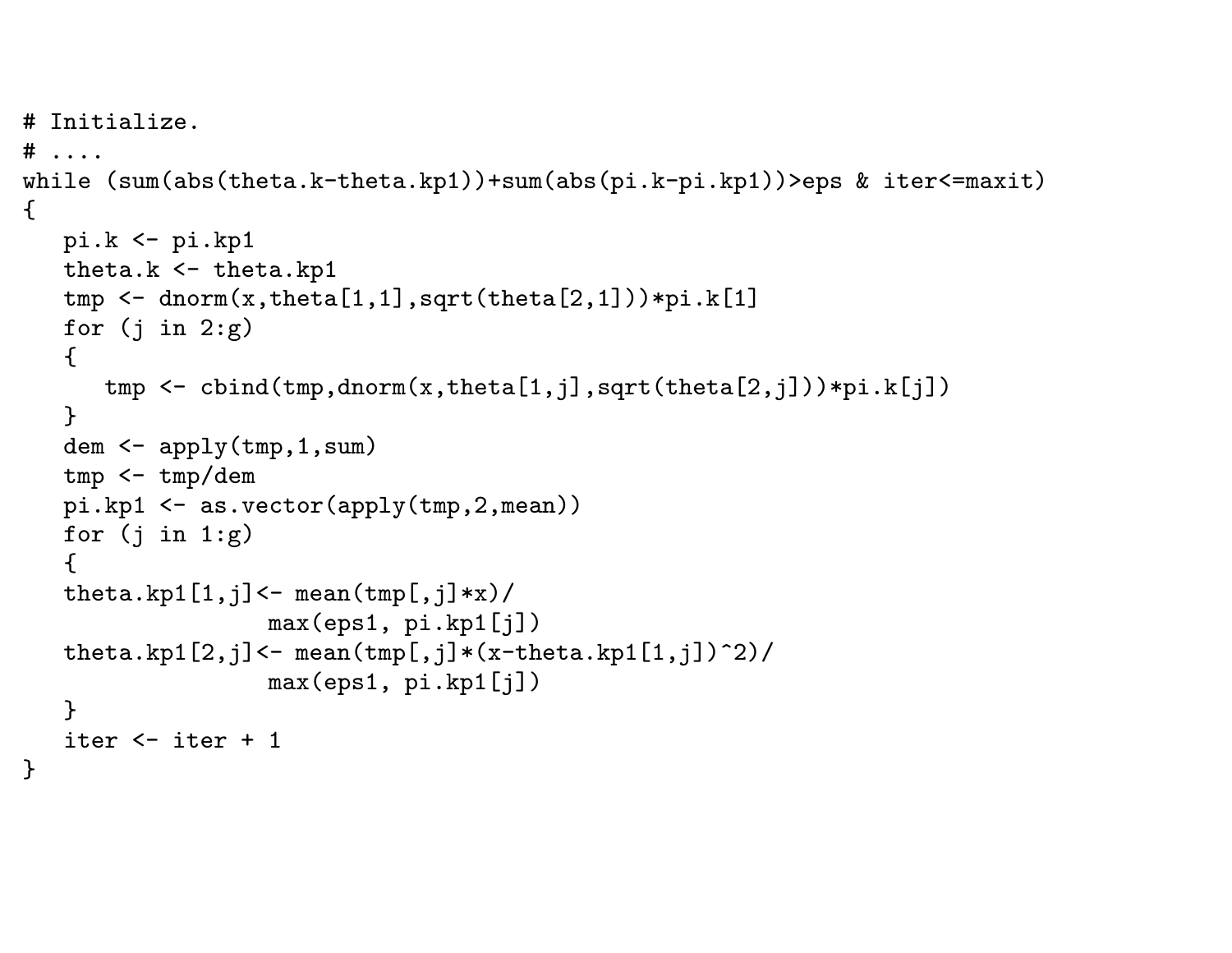```
# Initialize.
# ....
while (sum(abs(theta.k-theta.kp1))+sum(abs(pi.k-pi.kp1))>eps & iter<=maxit)
{
   pi.k <- pi.kp1
   theta.k <- theta.kp1
   tmp <- dnorm(x,theta[1,1],sqrt(theta[2,1]))*pi.k[1]
   for (j in 2:g)
   {
      tmp <- cbind(tmp,dnorm(x,theta[1,j],sqrt(theta[2,j]))*pi.k[j])
   }
   dem <- apply(tmp,1,sum)
   tmp <- tmp/dem
   pi.kp1 <- as.vector(apply(tmp,2,mean))
   for (j in 1:g)
   {
   theta.kp1[1,j]<- mean(tmp[,j]*x)/
                    max(eps1, pi.kp1[j])
   theta.kp1[2,j]<- mean(tmp[,j]*(x-theta.kp1[1,j])^2)/
                    max(eps1, pi.kp1[j])
   }
   iter <- iter + 1
}
```